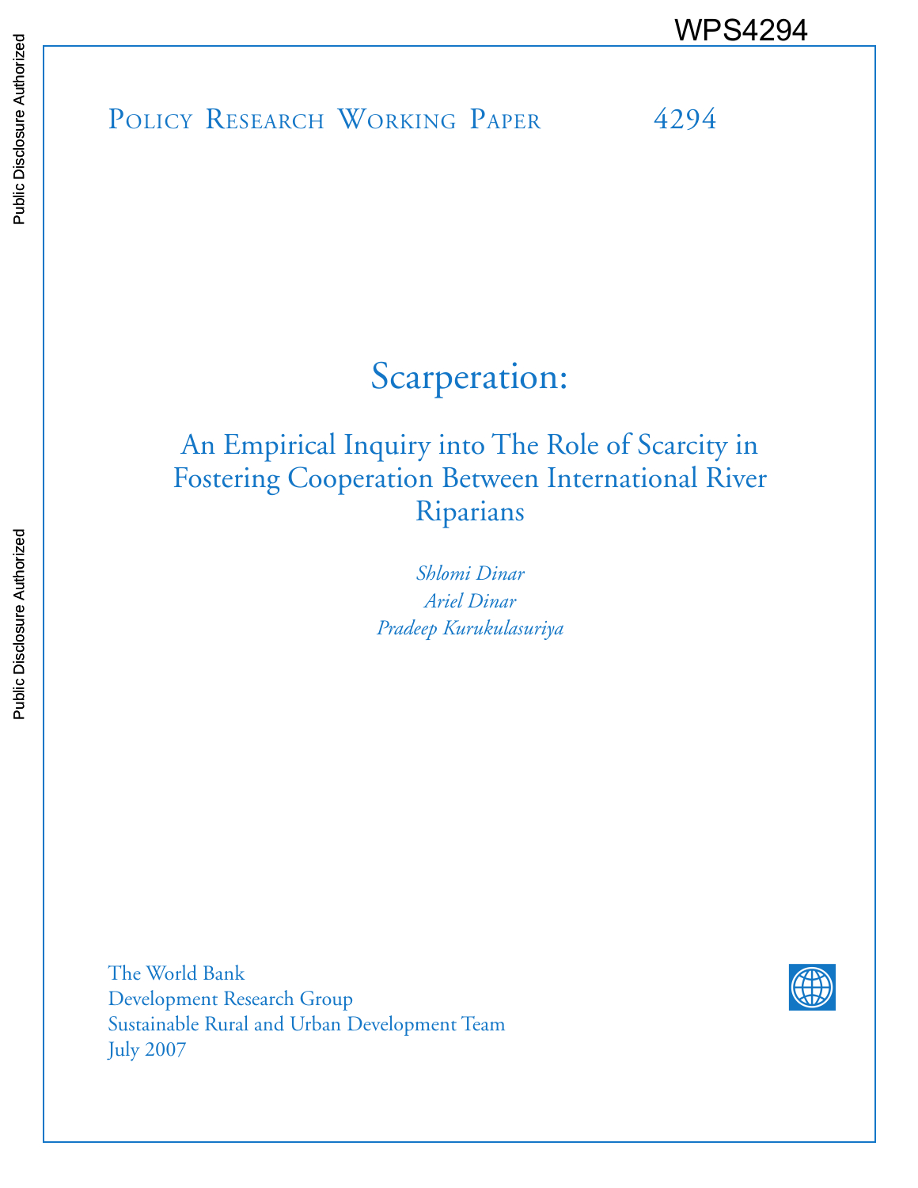WPS4294

Policy Research Working Paper 4294

# Scarperation:

## An Empirical Inquiry into The Role of Scarcity in Fostering Cooperation Between International River Riparians

*Shlomi Dinar*

*Ariel Dinar*

*Pradeep Kurukulasuriya*

The World Bank
Development Research Group
Sustainable Rural and Urban Development Team
July 2007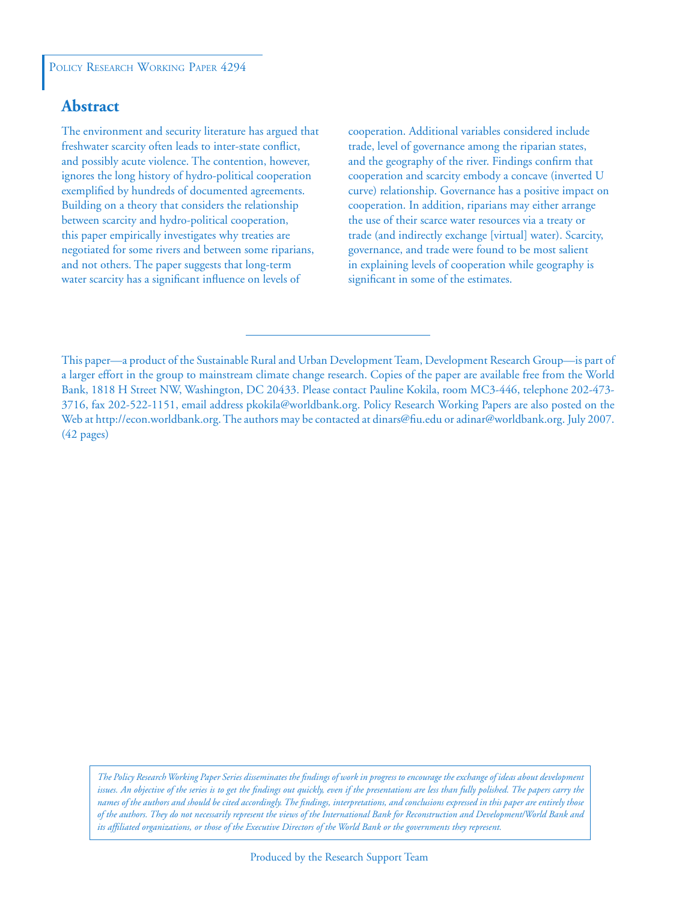Policy Research Working Paper 4294

## Abstract

The environment and security literature has argued that freshwater scarcity often leads to inter-state conflict, and possibly acute violence. The contention, however, ignores the long history of hydro-political cooperation exemplified by hundreds of documented agreements. Building on a theory that considers the relationship between scarcity and hydro-political cooperation, this paper empirically investigates why treaties are negotiated for some rivers and between some riparians, and not others. The paper suggests that long-term water scarcity has a significant influence on levels of cooperation. Additional variables considered include trade, level of governance among the riparian states, and the geography of the river. Findings confirm that cooperation and scarcity embody a concave (inverted U curve) relationship. Governance has a positive impact on cooperation. In addition, riparians may either arrange the use of their scarce water resources via a treaty or trade (and indirectly exchange [virtual] water). Scarcity, governance, and trade were found to be most salient in explaining levels of cooperation while geography is significant in some of the estimates.

This paper—a product of the Sustainable Rural and Urban Development Team, Development Research Group—is part of a larger effort in the group to mainstream climate change research. Copies of the paper are available free from the World Bank, 1818 H Street NW, Washington, DC 20433. Please contact Pauline Kokila, room MC3-446, telephone 202-473-3716, fax 202-522-1151, email address pkokila@worldbank.org. Policy Research Working Papers are also posted on the Web at http://econ.worldbank.org. The authors may be contacted at dinars@fiu.edu or adinar@worldbank.org. July 2007. (42 pages)

*The Policy Research Working Paper Series disseminates the findings of work in progress to encourage the exchange of ideas about development issues. An objective of the series is to get the findings out quickly, even if the presentations are less than fully polished. The papers carry the names of the authors and should be cited accordingly. The findings, interpretations, and conclusions expressed in this paper are entirely those of the authors. They do not necessarily represent the views of the International Bank for Reconstruction and Development/World Bank and its affiliated organizations, or those of the Executive Directors of the World Bank or the governments they represent.*

Produced by the Research Support Team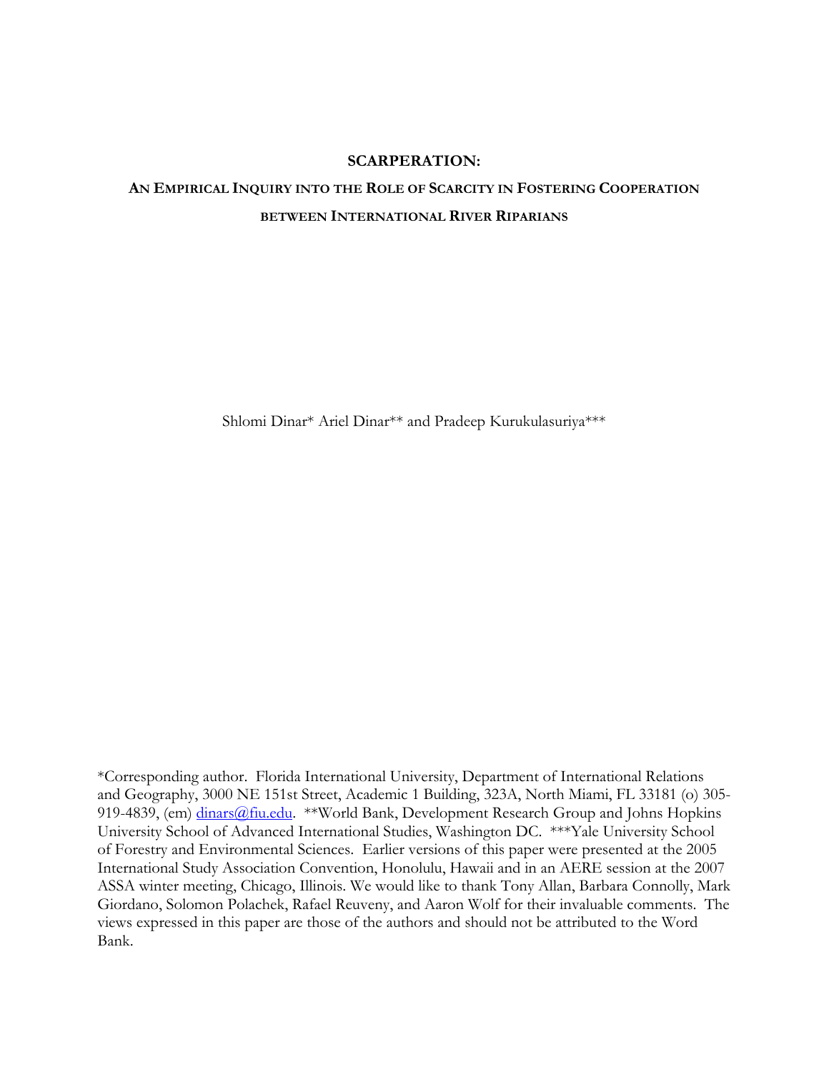# SCARPERATION:

## AN EMPIRICAL INQUIRY INTO THE ROLE OF SCARCITY IN FOSTERING COOPERATION BETWEEN INTERNATIONAL RIVER RIPARIANS

Shlomi Dinar* Ariel Dinar** and Pradeep Kurukulasuriya***

*Corresponding author. Florida International University, Department of International Relations and Geography, 3000 NE 151st Street, Academic 1 Building, 323A, North Miami, FL 33181 (o) 305-919-4839, (em) dinars@fiu.edu. **World Bank, Development Research Group and Johns Hopkins University School of Advanced International Studies, Washington DC. ***Yale University School of Forestry and Environmental Sciences. Earlier versions of this paper were presented at the 2005 International Study Association Convention, Honolulu, Hawaii and in an AERE session at the 2007 ASSA winter meeting, Chicago, Illinois. We would like to thank Tony Allan, Barbara Connolly, Mark Giordano, Solomon Polachek, Rafael Reuveny, and Aaron Wolf for their invaluable comments. The views expressed in this paper are those of the authors and should not be attributed to the Word Bank.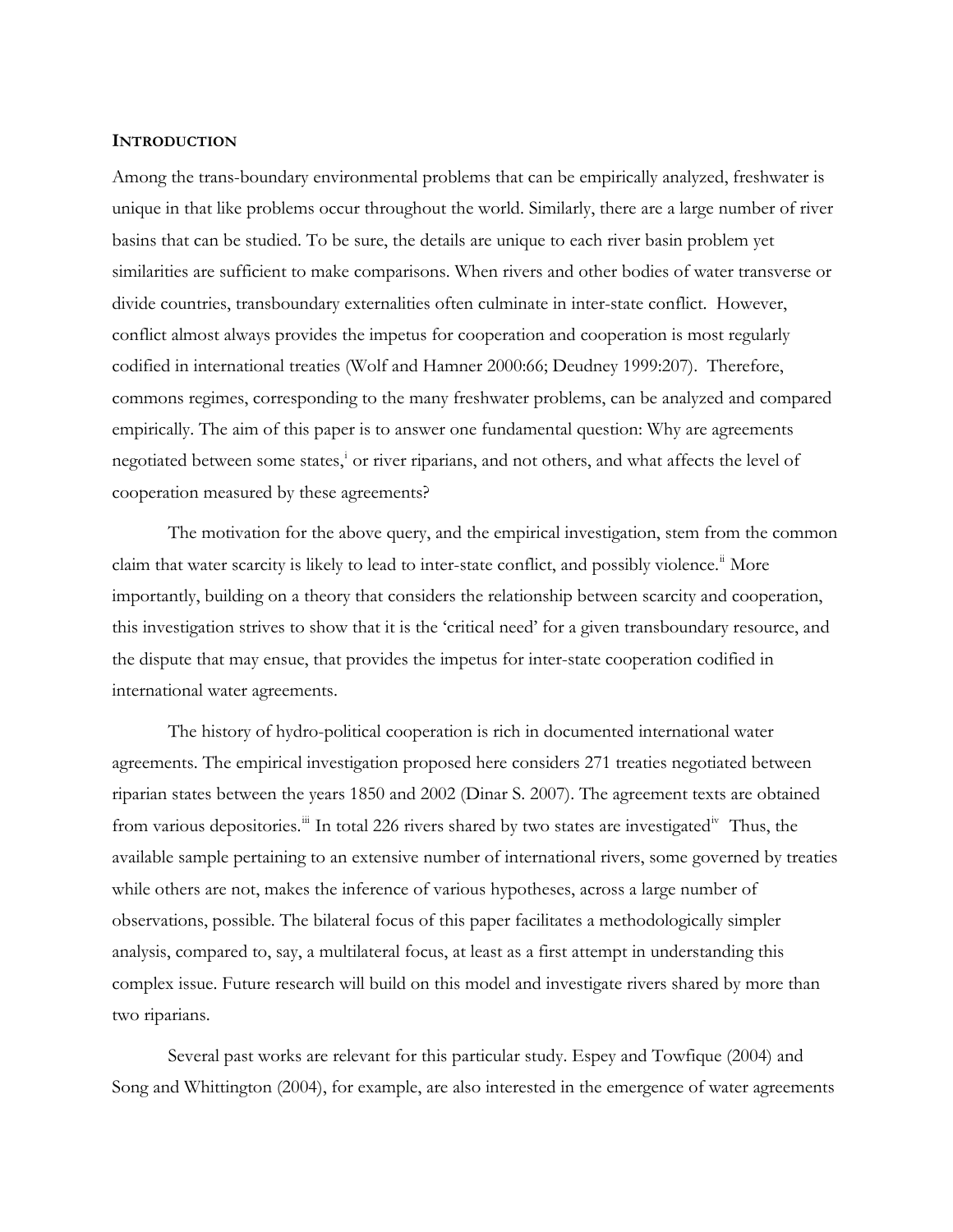## INTRODUCTION

Among the trans-boundary environmental problems that can be empirically analyzed, freshwater is unique in that like problems occur throughout the world. Similarly, there are a large number of river basins that can be studied. To be sure, the details are unique to each river basin problem yet similarities are sufficient to make comparisons. When rivers and other bodies of water transverse or divide countries, transboundary externalities often culminate in inter-state conflict. However, conflict almost always provides the impetus for cooperation and cooperation is most regularly codified in international treaties (Wolf and Hamner 2000:66; Deudney 1999:207). Therefore, commons regimes, corresponding to the many freshwater problems, can be analyzed and compared empirically. The aim of this paper is to answer one fundamental question: Why are agreements negotiated between some states,[i] or river riparians, and not others, and what affects the level of cooperation measured by these agreements?

The motivation for the above query, and the empirical investigation, stem from the common claim that water scarcity is likely to lead to inter-state conflict, and possibly violence.[ii] More importantly, building on a theory that considers the relationship between scarcity and cooperation, this investigation strives to show that it is the 'critical need' for a given transboundary resource, and the dispute that may ensue, that provides the impetus for inter-state cooperation codified in international water agreements.

The history of hydro-political cooperation is rich in documented international water agreements. The empirical investigation proposed here considers 271 treaties negotiated between riparian states between the years 1850 and 2002 (Dinar S. 2007). The agreement texts are obtained from various depositories.[iii] In total 226 rivers shared by two states are investigated[iv] Thus, the available sample pertaining to an extensive number of international rivers, some governed by treaties while others are not, makes the inference of various hypotheses, across a large number of observations, possible. The bilateral focus of this paper facilitates a methodologically simpler analysis, compared to, say, a multilateral focus, at least as a first attempt in understanding this complex issue. Future research will build on this model and investigate rivers shared by more than two riparians.

Several past works are relevant for this particular study. Espey and Towfique (2004) and Song and Whittington (2004), for example, are also interested in the emergence of water agreements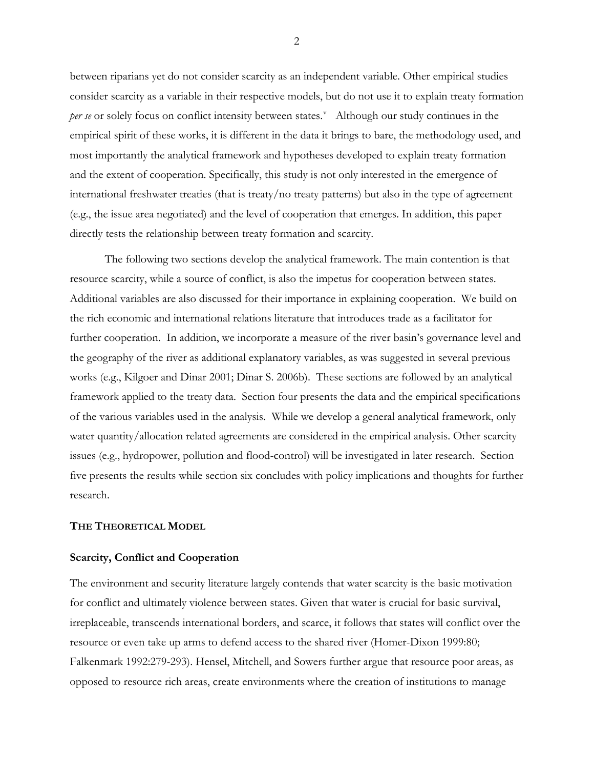between riparians yet do not consider scarcity as an independent variable. Other empirical studies consider scarcity as a variable in their respective models, but do not use it to explain treaty formation *per se* or solely focus on conflict intensity between states.[v] Although our study continues in the empirical spirit of these works, it is different in the data it brings to bare, the methodology used, and most importantly the analytical framework and hypotheses developed to explain treaty formation and the extent of cooperation. Specifically, this study is not only interested in the emergence of international freshwater treaties (that is treaty/no treaty patterns) but also in the type of agreement (e.g., the issue area negotiated) and the level of cooperation that emerges. In addition, this paper directly tests the relationship between treaty formation and scarcity.

The following two sections develop the analytical framework. The main contention is that resource scarcity, while a source of conflict, is also the impetus for cooperation between states. Additional variables are also discussed for their importance in explaining cooperation. We build on the rich economic and international relations literature that introduces trade as a facilitator for further cooperation. In addition, we incorporate a measure of the river basin's governance level and the geography of the river as additional explanatory variables, as was suggested in several previous works (e.g., Kilgoer and Dinar 2001; Dinar S. 2006b). These sections are followed by an analytical framework applied to the treaty data. Section four presents the data and the empirical specifications of the various variables used in the analysis. While we develop a general analytical framework, only water quantity/allocation related agreements are considered in the empirical analysis. Other scarcity issues (e.g., hydropower, pollution and flood-control) will be investigated in later research. Section five presents the results while section six concludes with policy implications and thoughts for further research.

## THE THEORETICAL MODEL

### Scarcity, Conflict and Cooperation

The environment and security literature largely contends that water scarcity is the basic motivation for conflict and ultimately violence between states. Given that water is crucial for basic survival, irreplaceable, transcends international borders, and scarce, it follows that states will conflict over the resource or even take up arms to defend access to the shared river (Homer-Dixon 1999:80; Falkenmark 1992:279-293). Hensel, Mitchell, and Sowers further argue that resource poor areas, as opposed to resource rich areas, create environments where the creation of institutions to manage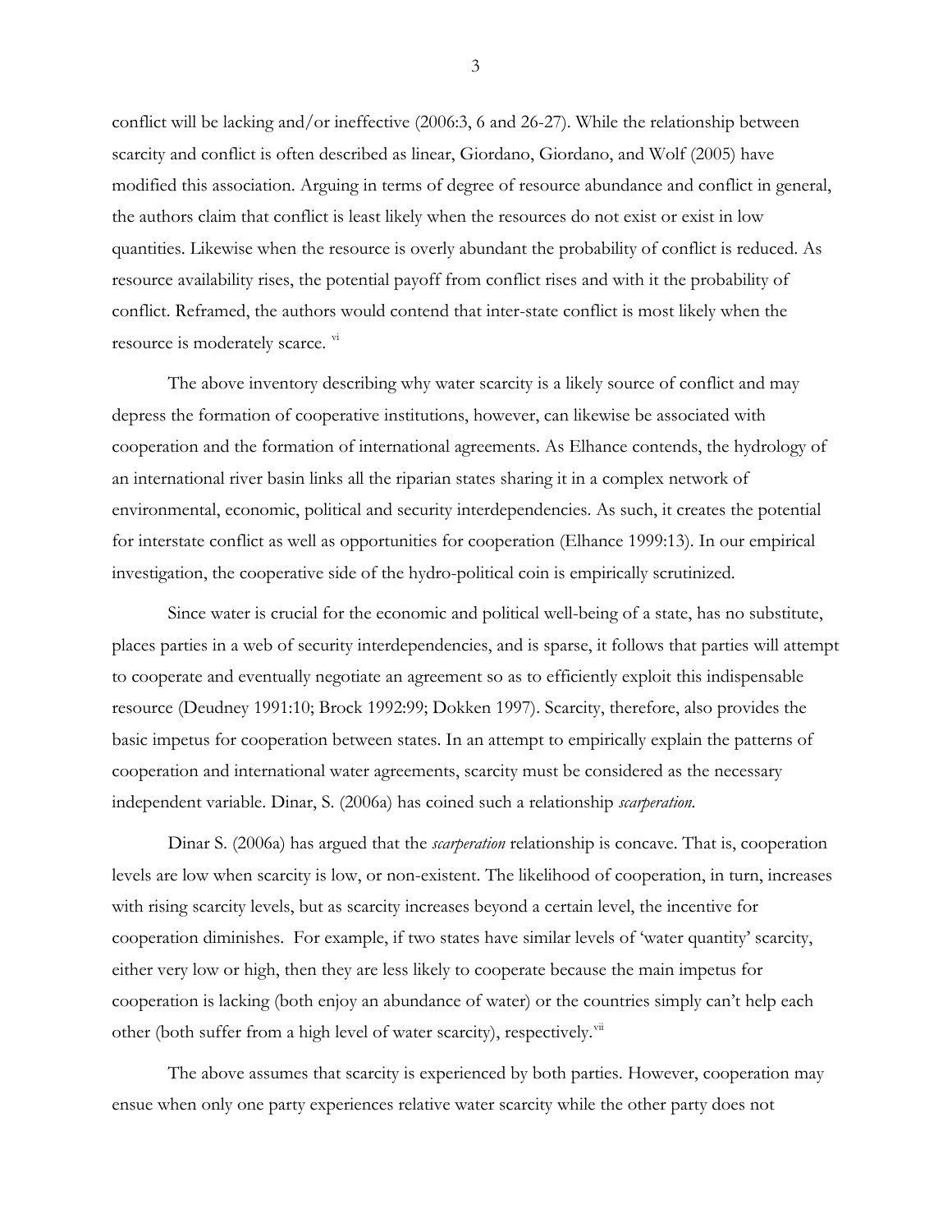conflict will be lacking and/or ineffective (2006:3, 6 and 26-27). While the relationship between scarcity and conflict is often described as linear, Giordano, Giordano, and Wolf (2005) have modified this association. Arguing in terms of degree of resource abundance and conflict in general, the authors claim that conflict is least likely when the resources do not exist or exist in low quantities. Likewise when the resource is overly abundant the probability of conflict is reduced. As resource availability rises, the potential payoff from conflict rises and with it the probability of conflict. Reframed, the authors would contend that inter-state conflict is most likely when the resource is moderately scarce. [vi]

The above inventory describing why water scarcity is a likely source of conflict and may depress the formation of cooperative institutions, however, can likewise be associated with cooperation and the formation of international agreements. As Elhance contends, the hydrology of an international river basin links all the riparian states sharing it in a complex network of environmental, economic, political and security interdependencies. As such, it creates the potential for interstate conflict as well as opportunities for cooperation (Elhance 1999:13). In our empirical investigation, the cooperative side of the hydro-political coin is empirically scrutinized.

Since water is crucial for the economic and political well-being of a state, has no substitute, places parties in a web of security interdependencies, and is sparse, it follows that parties will attempt to cooperate and eventually negotiate an agreement so as to efficiently exploit this indispensable resource (Deudney 1991:10; Brock 1992:99; Dokken 1997). Scarcity, therefore, also provides the basic impetus for cooperation between states. In an attempt to empirically explain the patterns of cooperation and international water agreements, scarcity must be considered as the necessary independent variable. Dinar, S. (2006a) has coined such a relationship *scarperation*.

Dinar S. (2006a) has argued that the *scarperation* relationship is concave. That is, cooperation levels are low when scarcity is low, or non-existent. The likelihood of cooperation, in turn, increases with rising scarcity levels, but as scarcity increases beyond a certain level, the incentive for cooperation diminishes. For example, if two states have similar levels of 'water quantity' scarcity, either very low or high, then they are less likely to cooperate because the main impetus for cooperation is lacking (both enjoy an abundance of water) or the countries simply can't help each other (both suffer from a high level of water scarcity), respectively. [vii]

The above assumes that scarcity is experienced by both parties. However, cooperation may ensue when only one party experiences relative water scarcity while the other party does not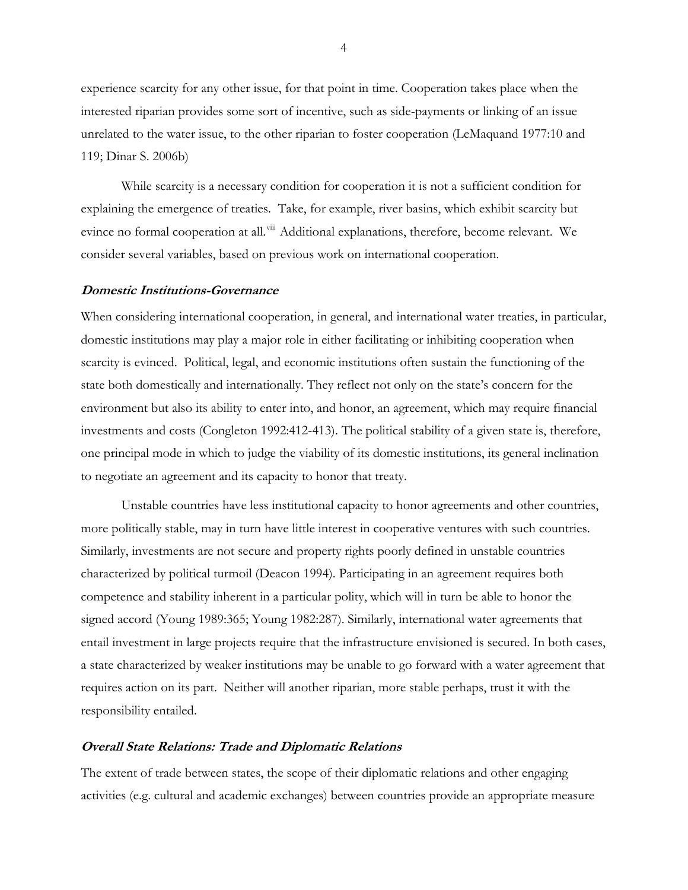experience scarcity for any other issue, for that point in time. Cooperation takes place when the interested riparian provides some sort of incentive, such as side-payments or linking of an issue unrelated to the water issue, to the other riparian to foster cooperation (LeMaquand 1977:10 and 119; Dinar S. 2006b)

While scarcity is a necessary condition for cooperation it is not a sufficient condition for explaining the emergence of treaties. Take, for example, river basins, which exhibit scarcity but evince no formal cooperation at all.[viii] Additional explanations, therefore, become relevant. We consider several variables, based on previous work on international cooperation.

### ***Domestic Institutions-Governance***

When considering international cooperation, in general, and international water treaties, in particular, domestic institutions may play a major role in either facilitating or inhibiting cooperation when scarcity is evinced. Political, legal, and economic institutions often sustain the functioning of the state both domestically and internationally. They reflect not only on the state's concern for the environment but also its ability to enter into, and honor, an agreement, which may require financial investments and costs (Congleton 1992:412-413). The political stability of a given state is, therefore, one principal mode in which to judge the viability of its domestic institutions, its general inclination to negotiate an agreement and its capacity to honor that treaty.

Unstable countries have less institutional capacity to honor agreements and other countries, more politically stable, may in turn have little interest in cooperative ventures with such countries. Similarly, investments are not secure and property rights poorly defined in unstable countries characterized by political turmoil (Deacon 1994). Participating in an agreement requires both competence and stability inherent in a particular polity, which will in turn be able to honor the signed accord (Young 1989:365; Young 1982:287). Similarly, international water agreements that entail investment in large projects require that the infrastructure envisioned is secured. In both cases, a state characterized by weaker institutions may be unable to go forward with a water agreement that requires action on its part. Neither will another riparian, more stable perhaps, trust it with the responsibility entailed.

### ***Overall State Relations: Trade and Diplomatic Relations***

The extent of trade between states, the scope of their diplomatic relations and other engaging activities (e.g. cultural and academic exchanges) between countries provide an appropriate measure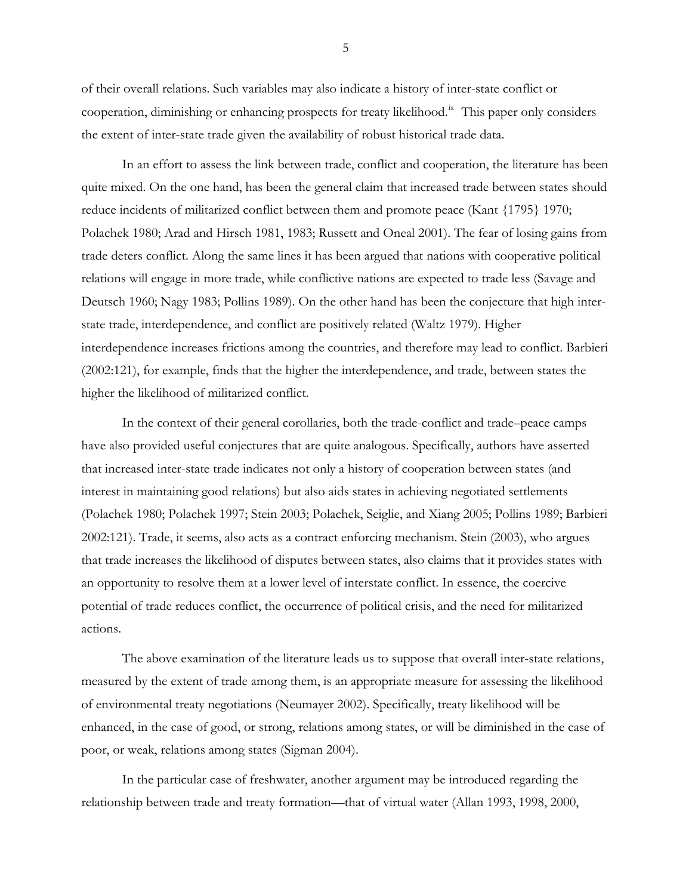of their overall relations. Such variables may also indicate a history of inter-state conflict or cooperation, diminishing or enhancing prospects for treaty likelihood.[ix] This paper only considers the extent of inter-state trade given the availability of robust historical trade data.

In an effort to assess the link between trade, conflict and cooperation, the literature has been quite mixed. On the one hand, has been the general claim that increased trade between states should reduce incidents of militarized conflict between them and promote peace (Kant {1795} 1970; Polachek 1980; Arad and Hirsch 1981, 1983; Russett and Oneal 2001). The fear of losing gains from trade deters conflict. Along the same lines it has been argued that nations with cooperative political relations will engage in more trade, while conflictive nations are expected to trade less (Savage and Deutsch 1960; Nagy 1983; Pollins 1989). On the other hand has been the conjecture that high inter-state trade, interdependence, and conflict are positively related (Waltz 1979). Higher interdependence increases frictions among the countries, and therefore may lead to conflict. Barbieri (2002:121), for example, finds that the higher the interdependence, and trade, between states the higher the likelihood of militarized conflict.

In the context of their general corollaries, both the trade-conflict and trade–peace camps have also provided useful conjectures that are quite analogous. Specifically, authors have asserted that increased inter-state trade indicates not only a history of cooperation between states (and interest in maintaining good relations) but also aids states in achieving negotiated settlements (Polachek 1980; Polachek 1997; Stein 2003; Polachek, Seiglie, and Xiang 2005; Pollins 1989; Barbieri 2002:121). Trade, it seems, also acts as a contract enforcing mechanism. Stein (2003), who argues that trade increases the likelihood of disputes between states, also claims that it provides states with an opportunity to resolve them at a lower level of interstate conflict. In essence, the coercive potential of trade reduces conflict, the occurrence of political crisis, and the need for militarized actions.

The above examination of the literature leads us to suppose that overall inter-state relations, measured by the extent of trade among them, is an appropriate measure for assessing the likelihood of environmental treaty negotiations (Neumayer 2002). Specifically, treaty likelihood will be enhanced, in the case of good, or strong, relations among states, or will be diminished in the case of poor, or weak, relations among states (Sigman 2004).

In the particular case of freshwater, another argument may be introduced regarding the relationship between trade and treaty formation—that of virtual water (Allan 1993, 1998, 2000,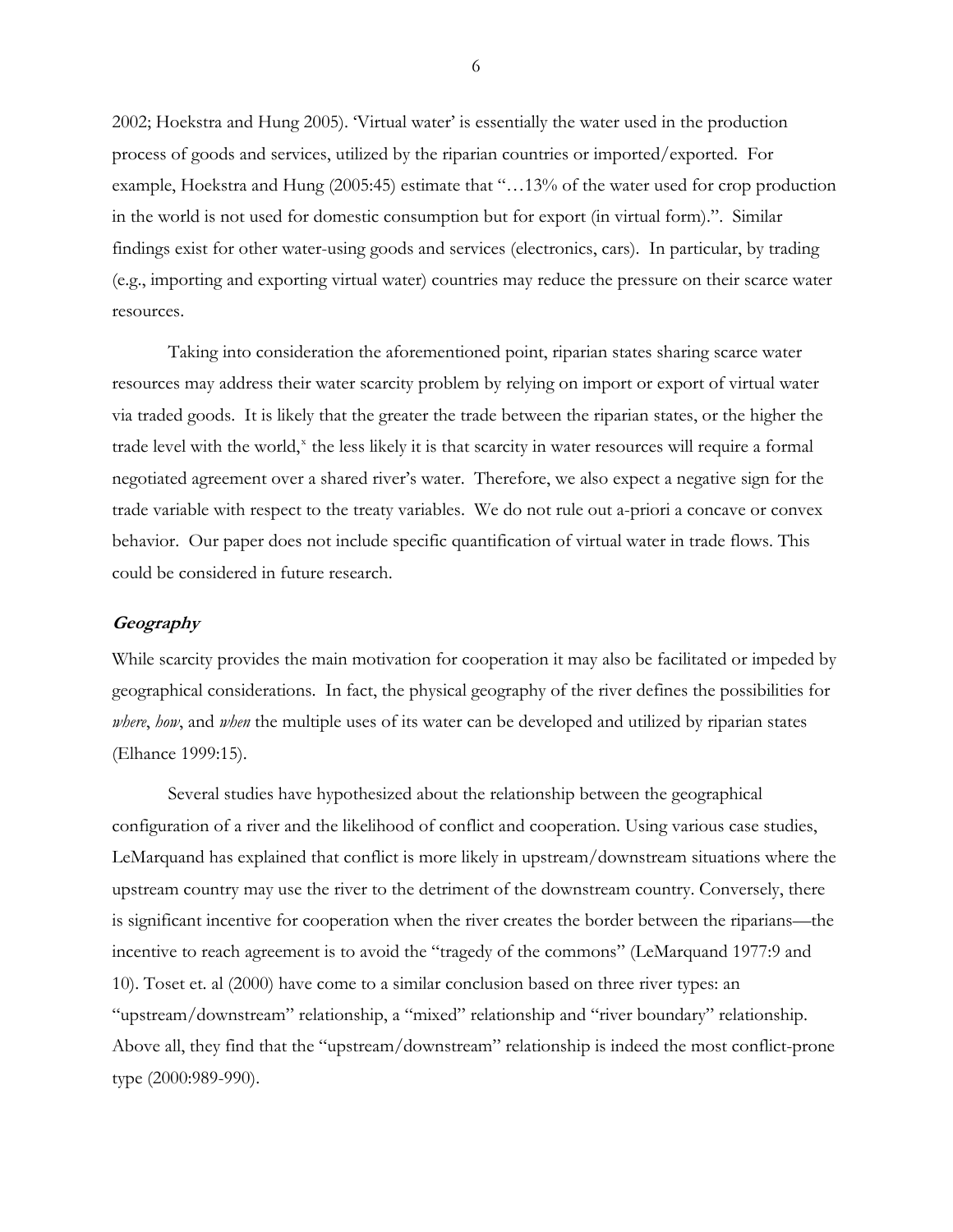2002; Hoekstra and Hung 2005). 'Virtual water' is essentially the water used in the production process of goods and services, utilized by the riparian countries or imported/exported. For example, Hoekstra and Hung (2005:45) estimate that "…13% of the water used for crop production in the world is not used for domestic consumption but for export (in virtual form).". Similar findings exist for other water-using goods and services (electronics, cars). In particular, by trading (e.g., importing and exporting virtual water) countries may reduce the pressure on their scarce water resources.

Taking into consideration the aforementioned point, riparian states sharing scarce water resources may address their water scarcity problem by relying on import or export of virtual water via traded goods. It is likely that the greater the trade between the riparian states, or the higher the trade level with the world,[x] the less likely it is that scarcity in water resources will require a formal negotiated agreement over a shared river's water. Therefore, we also expect a negative sign for the trade variable with respect to the treaty variables. We do not rule out a-priori a concave or convex behavior. Our paper does not include specific quantification of virtual water in trade flows. This could be considered in future research.

### ***Geography***

While scarcity provides the main motivation for cooperation it may also be facilitated or impeded by geographical considerations. In fact, the physical geography of the river defines the possibilities for *where*, *how*, and *when* the multiple uses of its water can be developed and utilized by riparian states (Elhance 1999:15).

Several studies have hypothesized about the relationship between the geographical configuration of a river and the likelihood of conflict and cooperation. Using various case studies, LeMarquand has explained that conflict is more likely in upstream/downstream situations where the upstream country may use the river to the detriment of the downstream country. Conversely, there is significant incentive for cooperation when the river creates the border between the riparians—the incentive to reach agreement is to avoid the "tragedy of the commons" (LeMarquand 1977:9 and 10). Toset et. al (2000) have come to a similar conclusion based on three river types: an "upstream/downstream" relationship, a "mixed" relationship and "river boundary" relationship. Above all, they find that the "upstream/downstream" relationship is indeed the most conflict-prone type (2000:989-990).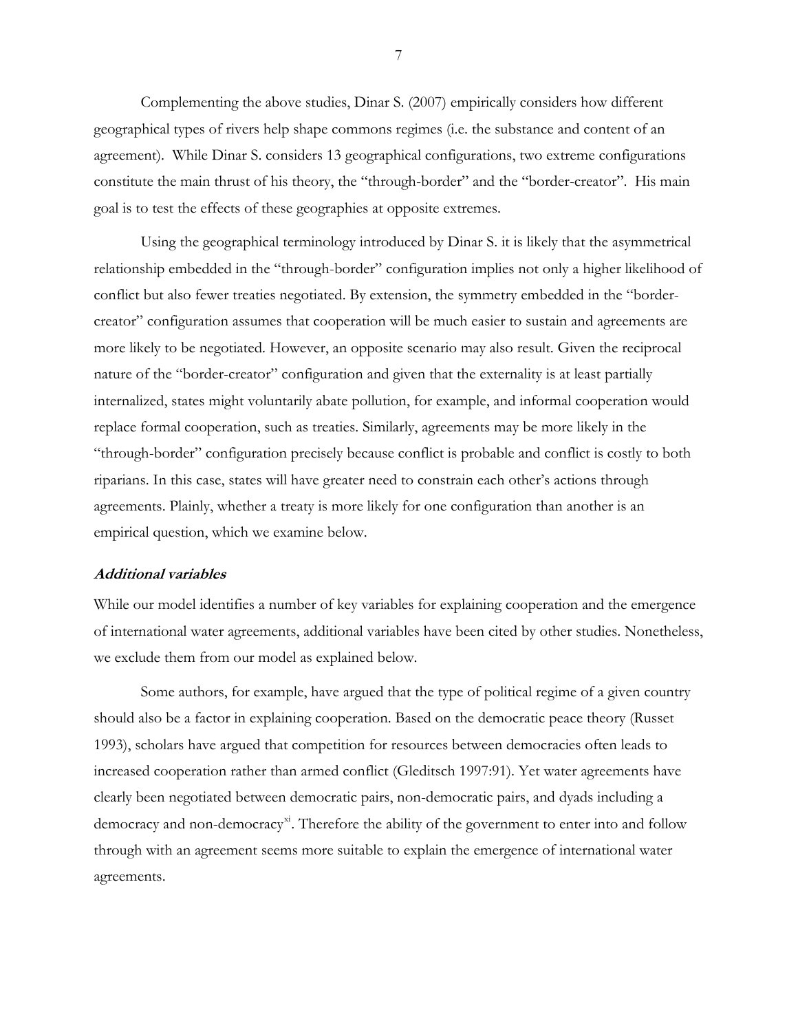Complementing the above studies, Dinar S. (2007) empirically considers how different geographical types of rivers help shape commons regimes (i.e. the substance and content of an agreement). While Dinar S. considers 13 geographical configurations, two extreme configurations constitute the main thrust of his theory, the "through-border" and the "border-creator". His main goal is to test the effects of these geographies at opposite extremes.

Using the geographical terminology introduced by Dinar S. it is likely that the asymmetrical relationship embedded in the "through-border" configuration implies not only a higher likelihood of conflict but also fewer treaties negotiated. By extension, the symmetry embedded in the "border-creator" configuration assumes that cooperation will be much easier to sustain and agreements are more likely to be negotiated. However, an opposite scenario may also result. Given the reciprocal nature of the "border-creator" configuration and given that the externality is at least partially internalized, states might voluntarily abate pollution, for example, and informal cooperation would replace formal cooperation, such as treaties. Similarly, agreements may be more likely in the "through-border" configuration precisely because conflict is probable and conflict is costly to both riparians. In this case, states will have greater need to constrain each other's actions through agreements. Plainly, whether a treaty is more likely for one configuration than another is an empirical question, which we examine below.

### *Additional variables*

While our model identifies a number of key variables for explaining cooperation and the emergence of international water agreements, additional variables have been cited by other studies. Nonetheless, we exclude them from our model as explained below.

Some authors, for example, have argued that the type of political regime of a given country should also be a factor in explaining cooperation. Based on the democratic peace theory (Russet 1993), scholars have argued that competition for resources between democracies often leads to increased cooperation rather than armed conflict (Gleditsch 1997:91). Yet water agreements have clearly been negotiated between democratic pairs, non-democratic pairs, and dyads including a democracy and non-democracy[xi]. Therefore the ability of the government to enter into and follow through with an agreement seems more suitable to explain the emergence of international water agreements.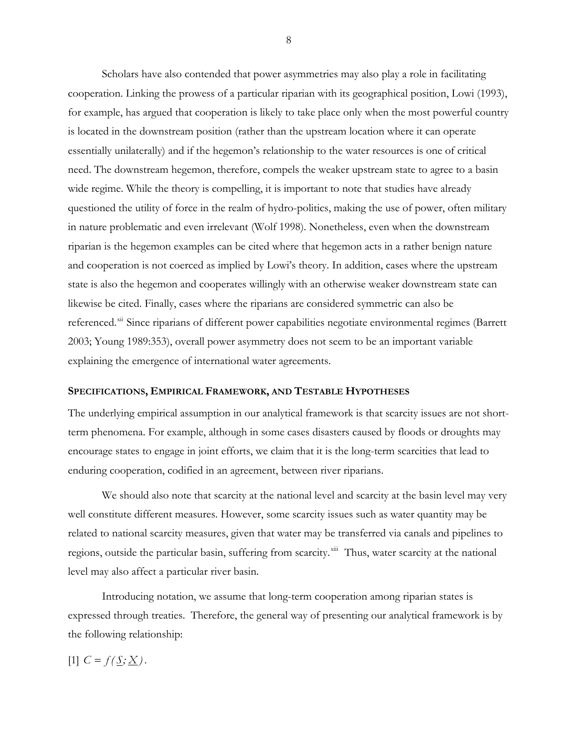Scholars have also contended that power asymmetries may also play a role in facilitating cooperation. Linking the prowess of a particular riparian with its geographical position, Lowi (1993), for example, has argued that cooperation is likely to take place only when the most powerful country is located in the downstream position (rather than the upstream location where it can operate essentially unilaterally) and if the hegemon's relationship to the water resources is one of critical need. The downstream hegemon, therefore, compels the weaker upstream state to agree to a basin wide regime. While the theory is compelling, it is important to note that studies have already questioned the utility of force in the realm of hydro-politics, making the use of power, often military in nature problematic and even irrelevant (Wolf 1998). Nonetheless, even when the downstream riparian is the hegemon examples can be cited where that hegemon acts in a rather benign nature and cooperation is not coerced as implied by Lowi's theory. In addition, cases where the upstream state is also the hegemon and cooperates willingly with an otherwise weaker downstream state can likewise be cited. Finally, cases where the riparians are considered symmetric can also be referenced.[xii] Since riparians of different power capabilities negotiate environmental regimes (Barrett 2003; Young 1989:353), overall power asymmetry does not seem to be an important variable explaining the emergence of international water agreements.

## Specifications, Empirical Framework, and Testable Hypotheses

The underlying empirical assumption in our analytical framework is that scarcity issues are not short-term phenomena. For example, although in some cases disasters caused by floods or droughts may encourage states to engage in joint efforts, we claim that it is the long-term scarcities that lead to enduring cooperation, codified in an agreement, between river riparians.

We should also note that scarcity at the national level and scarcity at the basin level may very well constitute different measures. However, some scarcity issues such as water quantity may be related to national scarcity measures, given that water may be transferred via canals and pipelines to regions, outside the particular basin, suffering from scarcity.[xiii] Thus, water scarcity at the national level may also affect a particular river basin.

Introducing notation, we assume that long-term cooperation among riparian states is expressed through treaties. Therefore, the general way of presenting our analytical framework is by the following relationship:

[1] $C = f(\underline{S}; \underline{X})$.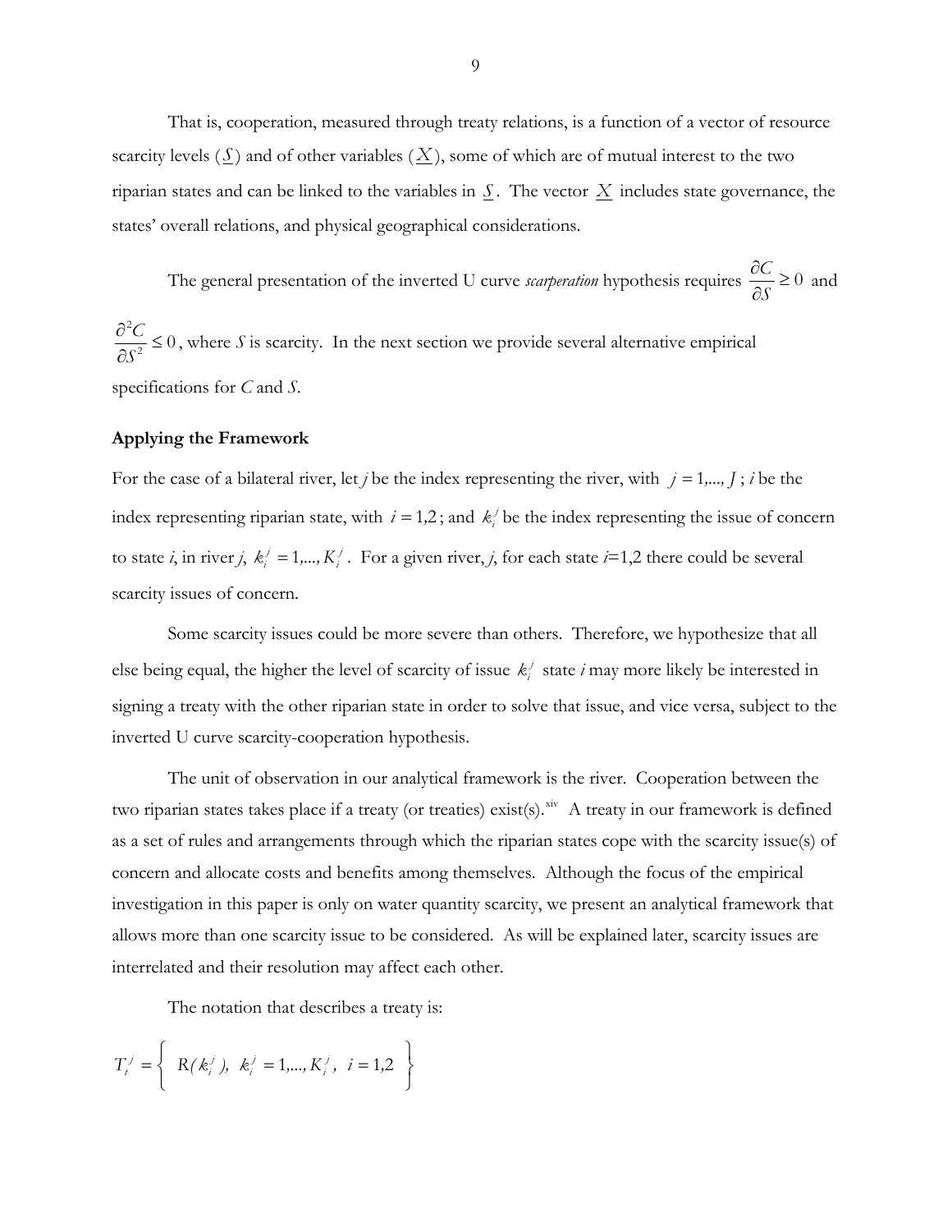That is, cooperation, measured through treaty relations, is a function of a vector of resource scarcity levels ($\underline{S}$) and of other variables ($\underline{X}$), some of which are of mutual interest to the two riparian states and can be linked to the variables in $\underline{S}$. The vector $\underline{X}$ includes state governance, the states' overall relations, and physical geographical considerations.

The general presentation of the inverted U curve *scarperation* hypothesis requires $\frac{\partial C}{\partial S} \geq 0$ and $\frac{\partial^2 C}{\partial S^2} \leq 0$, where *S* is scarcity. In the next section we provide several alternative empirical specifications for *C* and *S*.

**Applying the Framework**

For the case of a bilateral river, let *j* be the index representing the river, with $j = 1,...,J$; *i* be the index representing riparian state, with $i = 1,2$; and $k_i^j$ be the index representing the issue of concern to state *i*, in river *j*, $k_i^j = 1,...,K_i^j$. For a given river, *j*, for each state *i*=1,2 there could be several scarcity issues of concern.

Some scarcity issues could be more severe than others. Therefore, we hypothesize that all else being equal, the higher the level of scarcity of issue $k_i^j$ state *i* may more likely be interested in signing a treaty with the other riparian state in order to solve that issue, and vice versa, subject to the inverted U curve scarcity-cooperation hypothesis.

The unit of observation in our analytical framework is the river. Cooperation between the two riparian states takes place if a treaty (or treaties) exist(s).[xiv] A treaty in our framework is defined as a set of rules and arrangements through which the riparian states cope with the scarcity issue(s) of concern and allocate costs and benefits among themselves. Although the focus of the empirical investigation in this paper is only on water quantity scarcity, we present an analytical framework that allows more than one scarcity issue to be considered. As will be explained later, scarcity issues are interrelated and their resolution may affect each other.

The notation that describes a treaty is:

$$T_i^j = \left\{ \; R(k_i^j), \; k_i^j = 1,...,K_i^j, \; i = 1,2 \; \right\}$$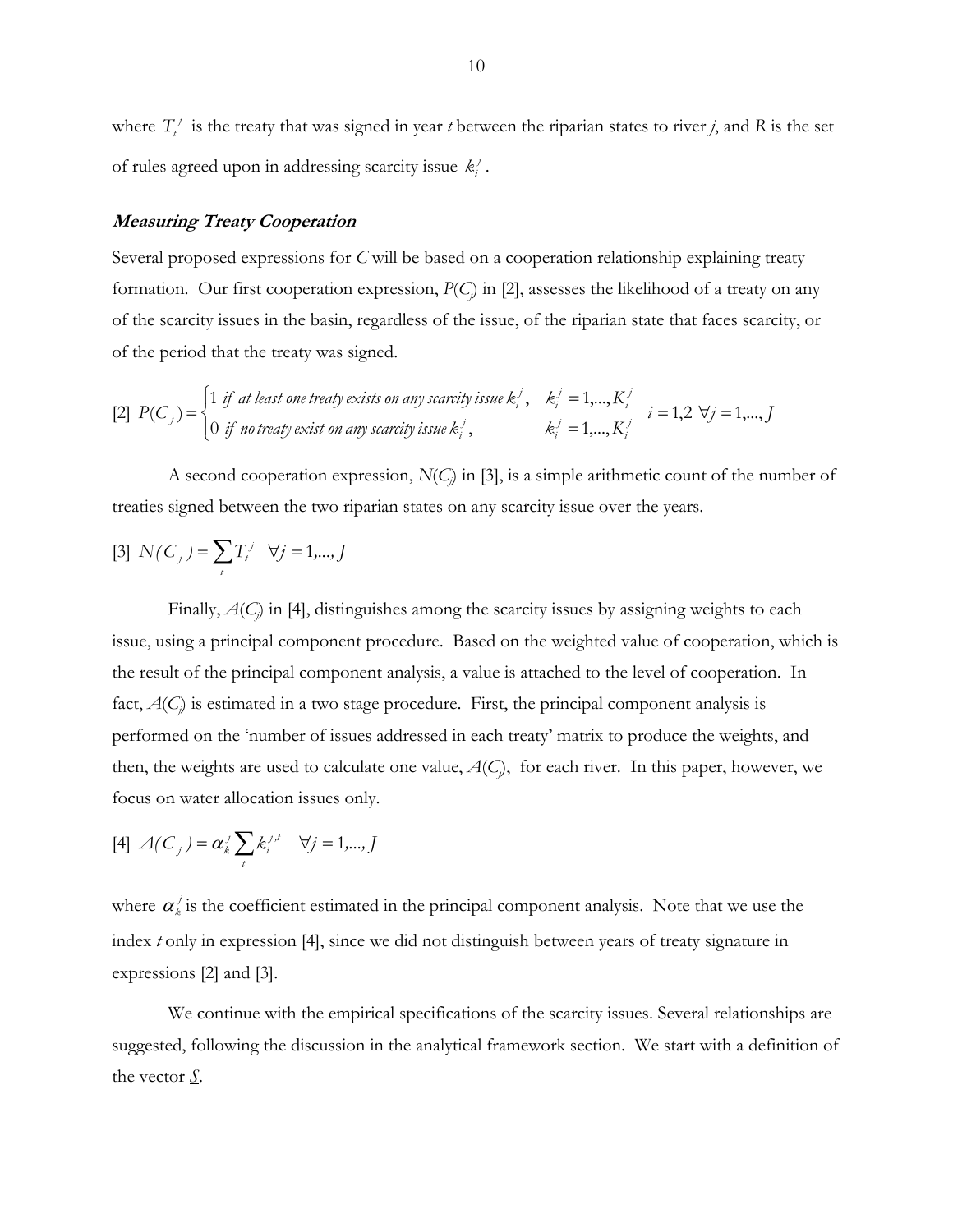where $T_t^j$ is the treaty that was signed in year $t$ between the riparian states to river $j$, and $R$ is the set of rules agreed upon in addressing scarcity issue $k_i^j$.

### *Measuring Treaty Cooperation*

Several proposed expressions for $C$ will be based on a cooperation relationship explaining treaty formation. Our first cooperation expression, $P(C_j)$ in [2], assesses the likelihood of a treaty on any of the scarcity issues in the basin, regardless of the issue, of the riparian state that faces scarcity, or of the period that the treaty was signed.

$$[2]\ \ P(C_j) = \begin{cases} 1 \ \textit{if at least one treaty exists on any scarcity issue } k_i^j, & k_i^j = 1,...,K_i^j \\ 0 \ \textit{if no treaty exist on any scarcity issue } k_i^j, & k_i^j = 1,...,K_i^j \end{cases} \quad i = 1,2 \ \forall j = 1,..., J$$

A second cooperation expression, $N(C_j)$ in [3], is a simple arithmetic count of the number of treaties signed between the two riparian states on any scarcity issue over the years.

$$[3]\ \ N(C_j) = \sum_t T_t^j \quad \forall j = 1,..., J$$

Finally, $A(C_j)$ in [4], distinguishes among the scarcity issues by assigning weights to each issue, using a principal component procedure. Based on the weighted value of cooperation, which is the result of the principal component analysis, a value is attached to the level of cooperation. In fact, $A(C_j)$ is estimated in a two stage procedure. First, the principal component analysis is performed on the 'number of issues addressed in each treaty' matrix to produce the weights, and then, the weights are used to calculate one value, $A(C_j)$, for each river. In this paper, however, we focus on water allocation issues only.

$$[4]\ \ A(C_j) = \alpha_k^j \sum_t k_i^{j,t} \quad \forall j = 1,..., J$$

where $\alpha_k^j$ is the coefficient estimated in the principal component analysis. Note that we use the index $t$ only in expression [4], since we did not distinguish between years of treaty signature in expressions [2] and [3].

We continue with the empirical specifications of the scarcity issues. Several relationships are suggested, following the discussion in the analytical framework section. We start with a definition of the vector $\underline{S}$.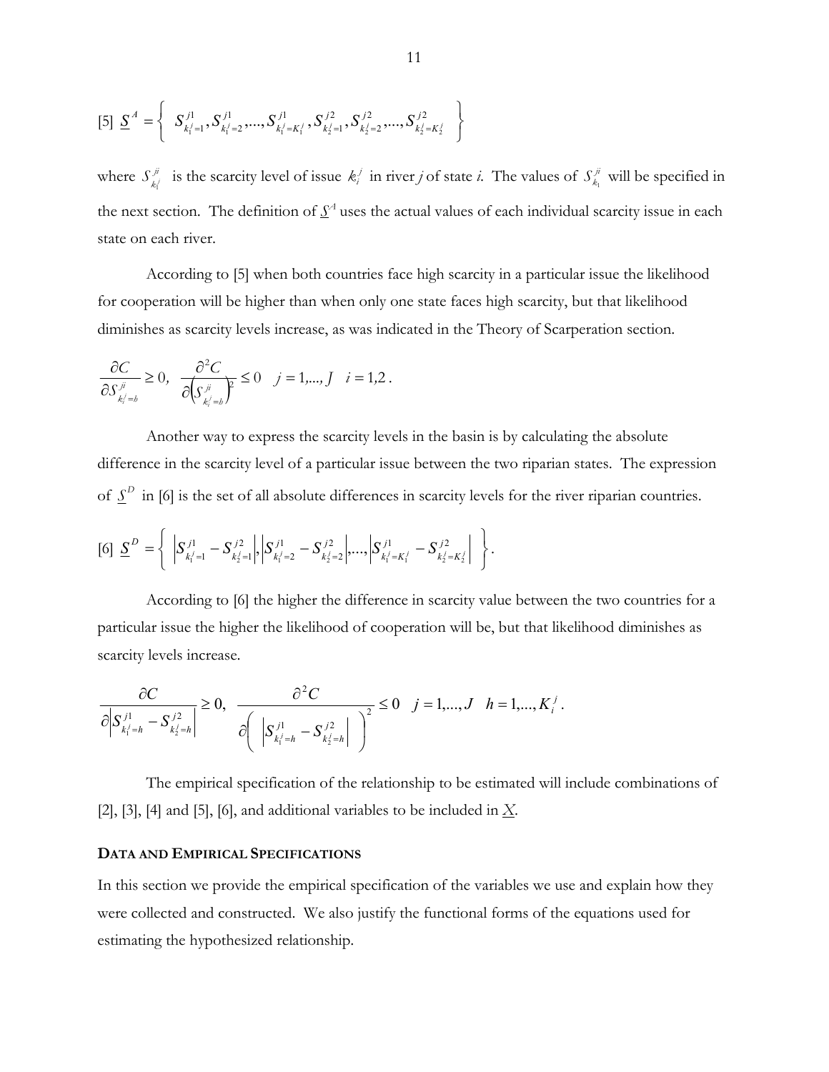$$[5]\ \underline{S}^{A} = \left\{ \ S^{j1}_{k_1^j=1}, S^{j1}_{k_1^j=2}, ..., S^{j1}_{k_1^j=K_1^j}, S^{j2}_{k_2^j=1}, S^{j2}_{k_2^j=2}, ..., S^{j2}_{k_2^j=K_2^j} \ \right\}$$

where $S^{ji}_{k_i^j}$ is the scarcity level of issue $k_i^j$ in river *j* of state *i*. The values of $S^{ji}_{k_1}$ will be specified in the next section. The definition of $\underline{S}^A$ uses the actual values of each individual scarcity issue in each state on each river.

According to [5] when both countries face high scarcity in a particular issue the likelihood for cooperation will be higher than when only one state faces high scarcity, but that likelihood diminishes as scarcity levels increase, as was indicated in the Theory of Scarperation section.

$$\frac{\partial C}{\partial S^{ji}_{k_i^j=h}} \geq 0, \ \ \frac{\partial^2 C}{\partial \left( S^{ji}_{k_i^j=h} \right)^2} \leq 0 \quad j = 1,...,J \quad i = 1,2 \ .$$

Another way to express the scarcity levels in the basin is by calculating the absolute difference in the scarcity level of a particular issue between the two riparian states. The expression of $\underline{S}^D$ in [6] is the set of all absolute differences in scarcity levels for the river riparian countries.

$$[6]\ \underline{S}^{D} = \left\{ \ \left| S^{j1}_{k_1^j=1} - S^{j2}_{k_2^j=1} \right|, \left| S^{j1}_{k_1^j=2} - S^{j2}_{k_2^j=2} \right|, ..., \left| S^{j1}_{k_1^j=K_1^j} - S^{j2}_{k_2^j=K_2^j} \right| \ \right\}.$$

According to [6] the higher the difference in scarcity value between the two countries for a particular issue the higher the likelihood of cooperation will be, but that likelihood diminishes as scarcity levels increase.

$$\frac{\partial C}{\partial \left| S^{j1}_{k_1^j=h} - S^{j2}_{k_2^j=h} \right|} \geq 0, \ \ \frac{\partial^2 C}{\partial \left( \ \left| S^{j1}_{k_1^j=h} - S^{j2}_{k_2^j=h} \right| \ \right)^2} \leq 0 \quad j = 1,...,J \quad h = 1,...,K_i^j \ .$$

The empirical specification of the relationship to be estimated will include combinations of [2], [3], [4] and [5], [6], and additional variables to be included in $\underline{X}$.

## DATA AND EMPIRICAL SPECIFICATIONS

In this section we provide the empirical specification of the variables we use and explain how they were collected and constructed. We also justify the functional forms of the equations used for estimating the hypothesized relationship.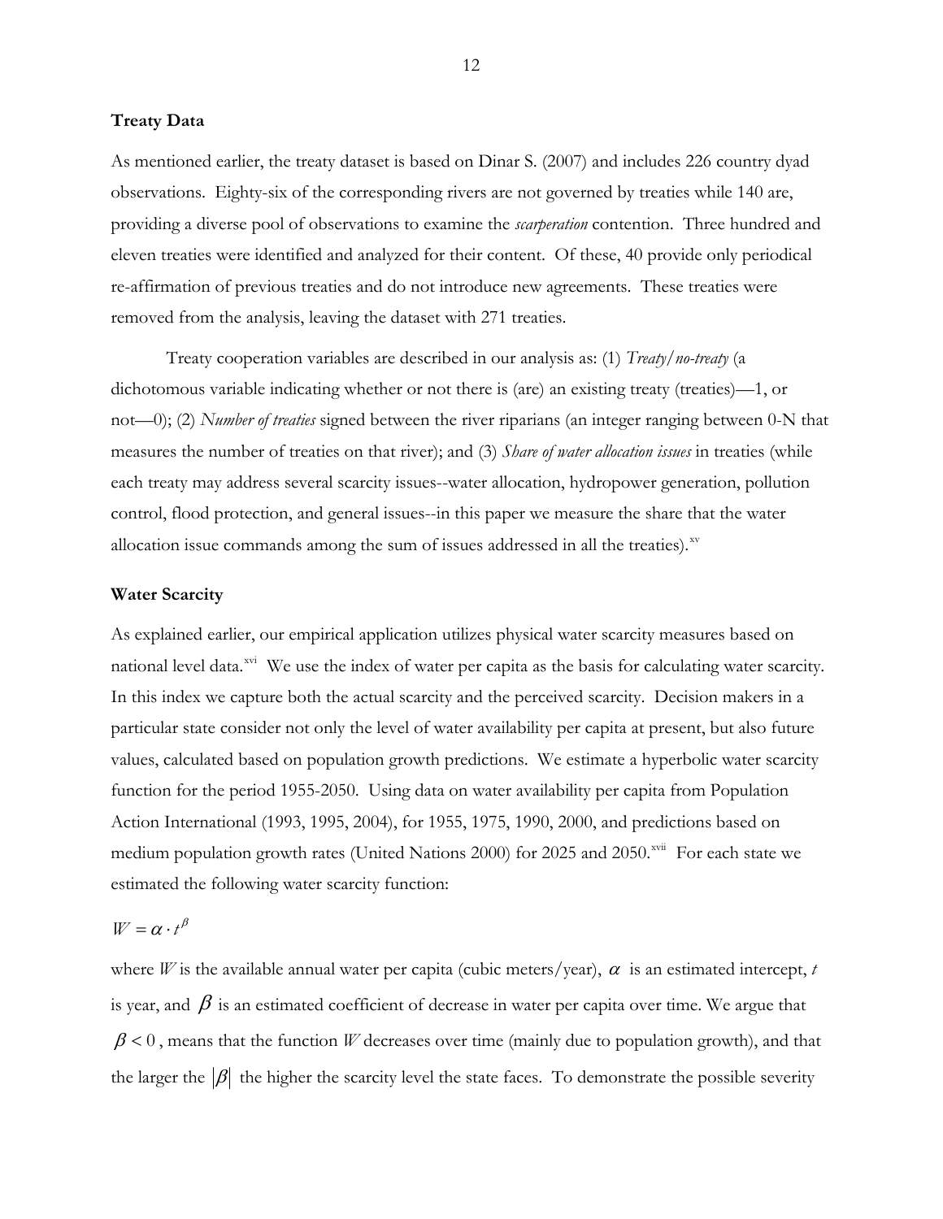### Treaty Data

As mentioned earlier, the treaty dataset is based on Dinar S. (2007) and includes 226 country dyad observations. Eighty-six of the corresponding rivers are not governed by treaties while 140 are, providing a diverse pool of observations to examine the *scarperation* contention. Three hundred and eleven treaties were identified and analyzed for their content. Of these, 40 provide only periodical re-affirmation of previous treaties and do not introduce new agreements. These treaties were removed from the analysis, leaving the dataset with 271 treaties.

Treaty cooperation variables are described in our analysis as: (1) *Treaty/no-treaty* (a dichotomous variable indicating whether or not there is (are) an existing treaty (treaties)—1, or not—0); (2) *Number of treaties* signed between the river riparians (an integer ranging between 0-N that measures the number of treaties on that river); and (3) *Share of water allocation issues* in treaties (while each treaty may address several scarcity issues--water allocation, hydropower generation, pollution control, flood protection, and general issues--in this paper we measure the share that the water allocation issue commands among the sum of issues addressed in all the treaties).[xv]

### Water Scarcity

As explained earlier, our empirical application utilizes physical water scarcity measures based on national level data.[xvi] We use the index of water per capita as the basis for calculating water scarcity. In this index we capture both the actual scarcity and the perceived scarcity. Decision makers in a particular state consider not only the level of water availability per capita at present, but also future values, calculated based on population growth predictions. We estimate a hyperbolic water scarcity function for the period 1955-2050. Using data on water availability per capita from Population Action International (1993, 1995, 2004), for 1955, 1975, 1990, 2000, and predictions based on medium population growth rates (United Nations 2000) for 2025 and 2050.[xvii] For each state we estimated the following water scarcity function:

$$W = \alpha \cdot t^{\beta}$$

where $W$ is the available annual water per capita (cubic meters/year), $\alpha$ is an estimated intercept, $t$ is year, and $\beta$ is an estimated coefficient of decrease in water per capita over time. We argue that $\beta < 0$, means that the function $W$ decreases over time (mainly due to population growth), and that the larger the $|\beta|$ the higher the scarcity level the state faces. To demonstrate the possible severity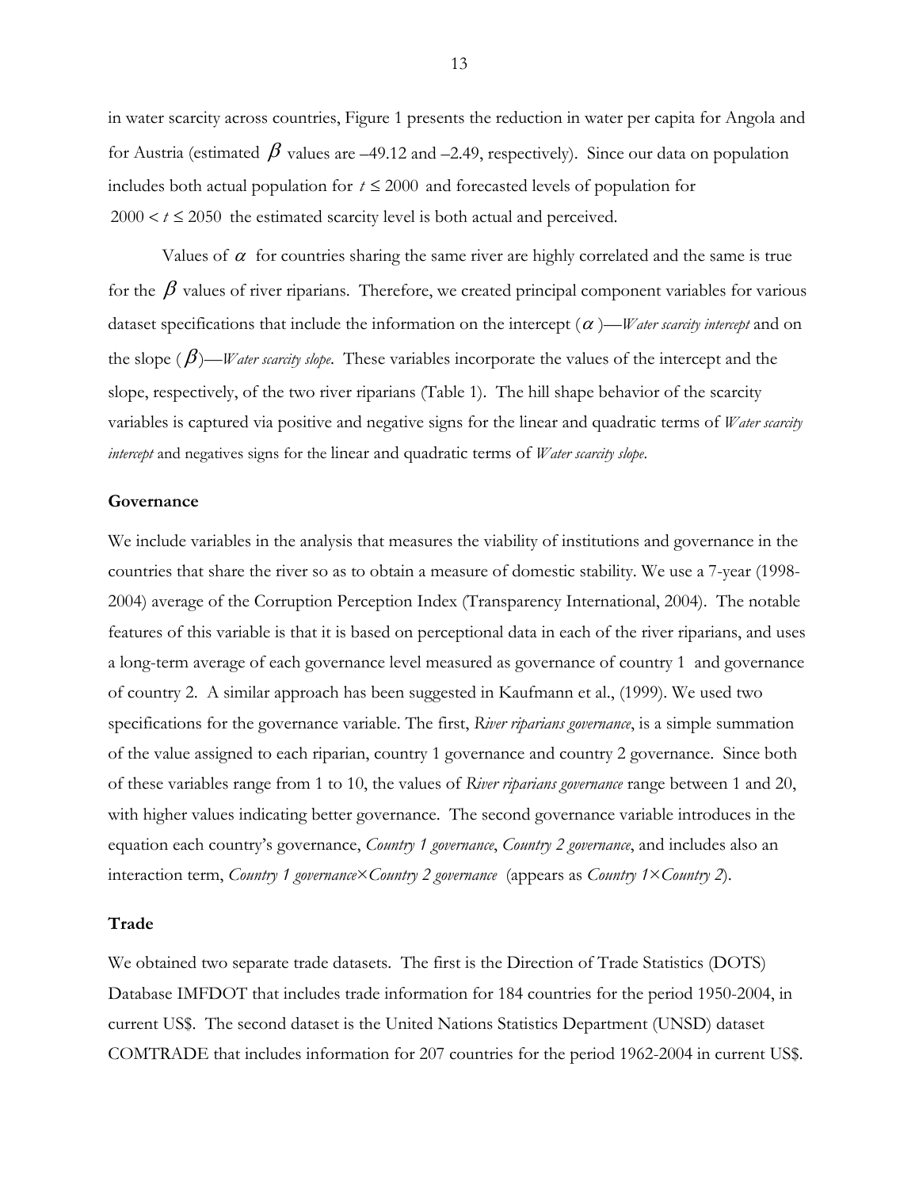in water scarcity across countries, Figure 1 presents the reduction in water per capita for Angola and for Austria (estimated $\beta$ values are –49.12 and –2.49, respectively). Since our data on population includes both actual population for $t \leq 2000$ and forecasted levels of population for $2000 < t \leq 2050$ the estimated scarcity level is both actual and perceived.

Values of $\alpha$ for countries sharing the same river are highly correlated and the same is true for the $\beta$ values of river riparians. Therefore, we created principal component variables for various dataset specifications that include the information on the intercept ($\alpha$)—*Water scarcity intercept* and on the slope ($\beta$)—*Water scarcity slope*. These variables incorporate the values of the intercept and the slope, respectively, of the two river riparians (Table 1). The hill shape behavior of the scarcity variables is captured via positive and negative signs for the linear and quadratic terms of *Water scarcity intercept* and negatives signs for the linear and quadratic terms of *Water scarcity slope*.

## Governance

We include variables in the analysis that measures the viability of institutions and governance in the countries that share the river so as to obtain a measure of domestic stability. We use a 7-year (1998-2004) average of the Corruption Perception Index (Transparency International, 2004). The notable features of this variable is that it is based on perceptional data in each of the river riparians, and uses a long-term average of each governance level measured as governance of country 1 and governance of country 2. A similar approach has been suggested in Kaufmann et al., (1999). We used two specifications for the governance variable. The first, *River riparians governance*, is a simple summation of the value assigned to each riparian, country 1 governance and country 2 governance. Since both of these variables range from 1 to 10, the values of *River riparians governance* range between 1 and 20, with higher values indicating better governance. The second governance variable introduces in the equation each country's governance, *Country 1 governance*, *Country 2 governance*, and includes also an interaction term, *Country 1 governance×Country 2 governance* (appears as *Country 1×Country 2*).

## Trade

We obtained two separate trade datasets. The first is the Direction of Trade Statistics (DOTS) Database IMFDOT that includes trade information for 184 countries for the period 1950-2004, in current US$. The second dataset is the United Nations Statistics Department (UNSD) dataset COMTRADE that includes information for 207 countries for the period 1962-2004 in current US$.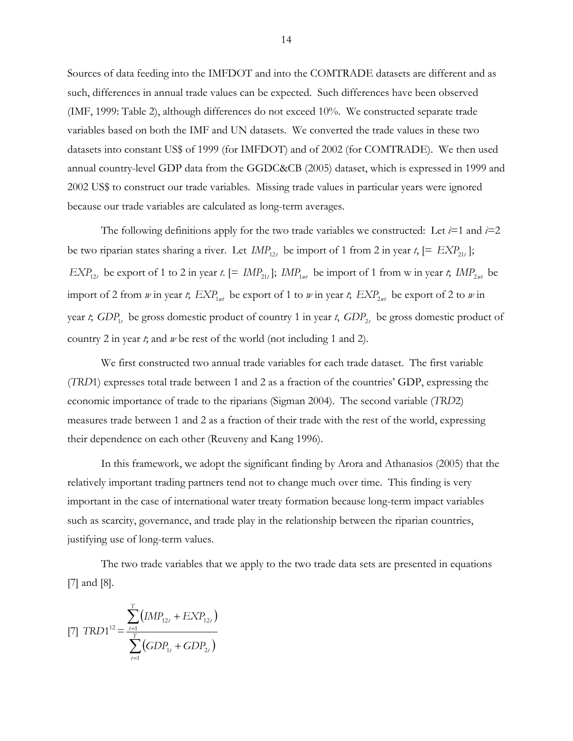Sources of data feeding into the IMFDOT and into the COMTRADE datasets are different and as such, differences in annual trade values can be expected. Such differences have been observed (IMF, 1999: Table 2), although differences do not exceed 10%. We constructed separate trade variables based on both the IMF and UN datasets. We converted the trade values in these two datasets into constant US$ of 1999 (for IMFDOT) and of 2002 (for COMTRADE). We then used annual country-level GDP data from the GGDC&CB (2005) dataset, which is expressed in 1999 and 2002 US$ to construct our trade variables. Missing trade values in particular years were ignored because our trade variables are calculated as long-term averages.

The following definitions apply for the two trade variables we constructed: Let $i$=1 and $i$=2 be two riparian states sharing a river. Let $IMP_{12t}$ be import of 1 from 2 in year $t$, [= $EXP_{21t}$]; $EXP_{12t}$ be export of 1 to 2 in year $t$. [= $IMP_{21t}$]; $IMP_{1wt}$ be import of 1 from w in year $t$; $IMP_{2wt}$ be import of 2 from $w$ in year $t$; $EXP_{1wt}$ be export of 1 to $w$ in year $t$; $EXP_{2wt}$ be export of 2 to $w$ in year $t$; $GDP_{1t}$ be gross domestic product of country 1 in year $t$, $GDP_{2t}$ be gross domestic product of country 2 in year $t$; and $w$ be rest of the world (not including 1 and 2).

We first constructed two annual trade variables for each trade dataset. The first variable (*TRD*1) expresses total trade between 1 and 2 as a fraction of the countries' GDP, expressing the economic importance of trade to the riparians (Sigman 2004). The second variable (*TRD*2) measures trade between 1 and 2 as a fraction of their trade with the rest of the world, expressing their dependence on each other (Reuveny and Kang 1996).

In this framework, we adopt the significant finding by Arora and Athanasios (2005) that the relatively important trading partners tend not to change much over time. This finding is very important in the case of international water treaty formation because long-term impact variables such as scarcity, governance, and trade play in the relationship between the riparian countries, justifying use of long-term values.

The two trade variables that we apply to the two trade data sets are presented in equations [7] and [8].

$$[7]\quad TRD1^{12} = \frac{\sum_{t=1}^{T}\left(IMP_{12t} + EXP_{12t}\right)}{\sum_{t=1}^{T}\left(GDP_{1t} + GDP_{2t}\right)}$$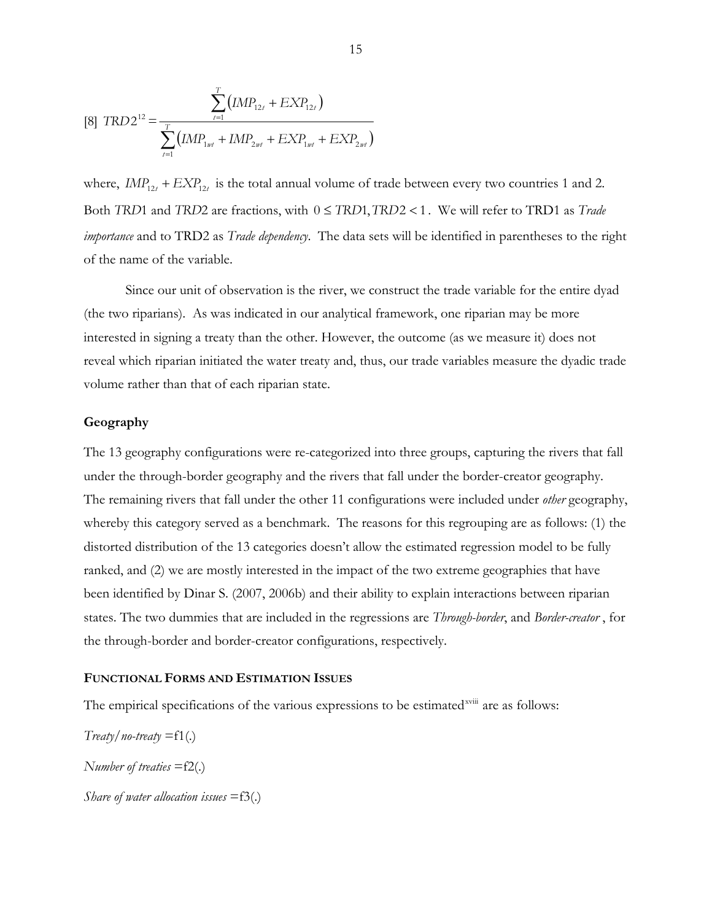$$[8]\ TRD2^{12} = \frac{\sum_{t=1}^{T}\left(IMP_{12t} + EXP_{12t}\right)}{\sum_{t=1}^{T}\left(IMP_{1wt} + IMP_{2wt} + EXP_{1wt} + EXP_{2wt}\right)}$$

where, $IMP_{12t} + EXP_{12t}$ is the total annual volume of trade between every two countries 1 and 2. Both *TRD*1 and *TRD*2 are fractions, with $0 \le TRD1, TRD2 < 1$. We will refer to TRD1 as *Trade importance* and to TRD2 as *Trade dependency*. The data sets will be identified in parentheses to the right of the name of the variable.

Since our unit of observation is the river, we construct the trade variable for the entire dyad (the two riparians). As was indicated in our analytical framework, one riparian may be more interested in signing a treaty than the other. However, the outcome (as we measure it) does not reveal which riparian initiated the water treaty and, thus, our trade variables measure the dyadic trade volume rather than that of each riparian state.

**Geography**

The 13 geography configurations were re-categorized into three groups, capturing the rivers that fall under the through-border geography and the rivers that fall under the border-creator geography. The remaining rivers that fall under the other 11 configurations were included under *other* geography, whereby this category served as a benchmark. The reasons for this regrouping are as follows: (1) the distorted distribution of the 13 categories doesn't allow the estimated regression model to be fully ranked, and (2) we are mostly interested in the impact of the two extreme geographies that have been identified by Dinar S. (2007, 2006b) and their ability to explain interactions between riparian states. The two dummies that are included in the regressions are *Through-border*, and *Border-creator* , for the through-border and border-creator configurations, respectively.

**FUNCTIONAL FORMS AND ESTIMATION ISSUES**

The empirical specifications of the various expressions to be estimated[xviii] are as follows:

*Treaty/no-treaty* =f1(.)

*Number of treaties* =f2(.)

*Share of water allocation issues* =f3(.)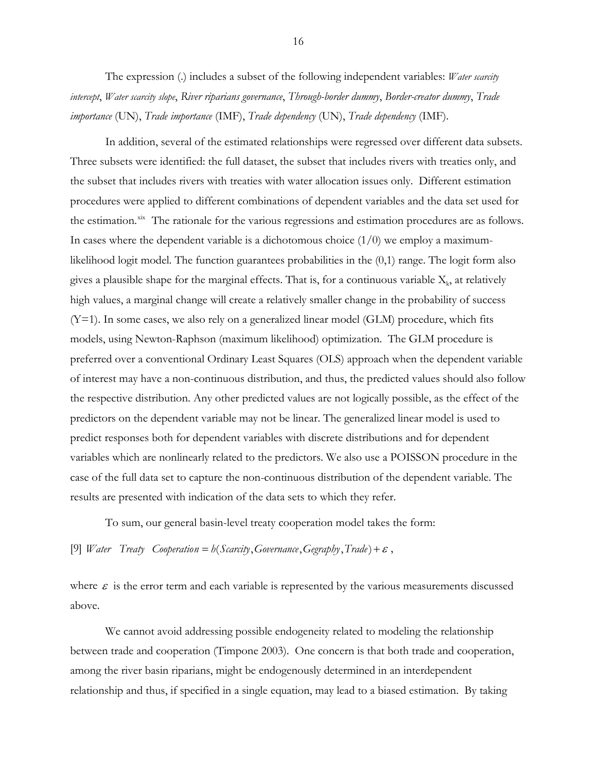The expression (.) includes a subset of the following independent variables: *Water scarcity intercept*, *Water scarcity slope*, *River riparians governance*, *Through-border dummy*, *Border-creator dummy*, *Trade importance* (UN), *Trade importance* (IMF), *Trade dependency* (UN), *Trade dependency* (IMF).

In addition, several of the estimated relationships were regressed over different data subsets. Three subsets were identified: the full dataset, the subset that includes rivers with treaties only, and the subset that includes rivers with treaties with water allocation issues only. Different estimation procedures were applied to different combinations of dependent variables and the data set used for the estimation.[xix] The rationale for the various regressions and estimation procedures are as follows. In cases where the dependent variable is a dichotomous choice (1/0) we employ a maximum-likelihood logit model. The function guarantees probabilities in the (0,1) range. The logit form also gives a plausible shape for the marginal effects. That is, for a continuous variable $X_k$, at relatively high values, a marginal change will create a relatively smaller change in the probability of success (Y=1). In some cases, we also rely on a generalized linear model (GLM) procedure, which fits models, using Newton-Raphson (maximum likelihood) optimization. The GLM procedure is preferred over a conventional Ordinary Least Squares (OLS) approach when the dependent variable of interest may have a non-continuous distribution, and thus, the predicted values should also follow the respective distribution. Any other predicted values are not logically possible, as the effect of the predictors on the dependent variable may not be linear. The generalized linear model is used to predict responses both for dependent variables with discrete distributions and for dependent variables which are nonlinearly related to the predictors. We also use a POISSON procedure in the case of the full data set to capture the non-continuous distribution of the dependent variable. The results are presented with indication of the data sets to which they refer.

To sum, our general basin-level treaty cooperation model takes the form:

[9] $Water \quad Treaty \quad Cooperation = h(Scarcity, Governance, Gegraphy, Trade) + \varepsilon$ ,

where $\varepsilon$ is the error term and each variable is represented by the various measurements discussed above.

We cannot avoid addressing possible endogeneity related to modeling the relationship between trade and cooperation (Timpone 2003). One concern is that both trade and cooperation, among the river basin riparians, might be endogenously determined in an interdependent relationship and thus, if specified in a single equation, may lead to a biased estimation. By taking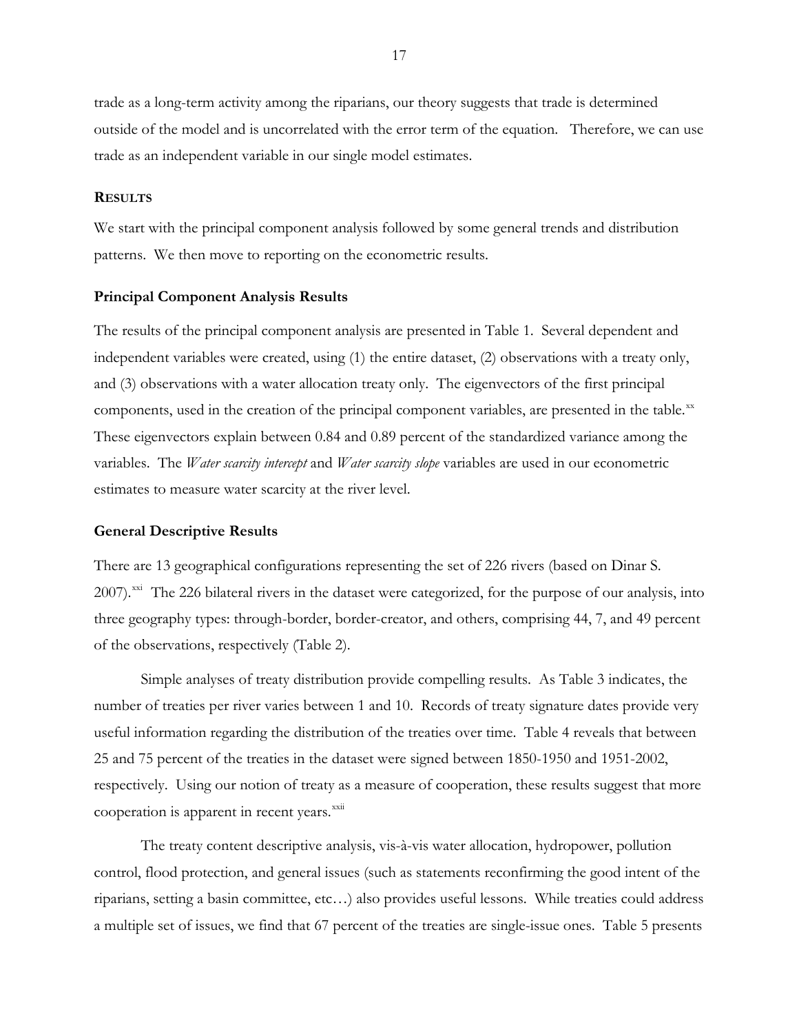trade as a long-term activity among the riparians, our theory suggests that trade is determined outside of the model and is uncorrelated with the error term of the equation. Therefore, we can use trade as an independent variable in our single model estimates.

## RESULTS

We start with the principal component analysis followed by some general trends and distribution patterns. We then move to reporting on the econometric results.

### Principal Component Analysis Results

The results of the principal component analysis are presented in Table 1. Several dependent and independent variables were created, using (1) the entire dataset, (2) observations with a treaty only, and (3) observations with a water allocation treaty only. The eigenvectors of the first principal components, used in the creation of the principal component variables, are presented in the table.[xx] These eigenvectors explain between 0.84 and 0.89 percent of the standardized variance among the variables. The *Water scarcity intercept* and *Water scarcity slope* variables are used in our econometric estimates to measure water scarcity at the river level.

### General Descriptive Results

There are 13 geographical configurations representing the set of 226 rivers (based on Dinar S. 2007).[xxi] The 226 bilateral rivers in the dataset were categorized, for the purpose of our analysis, into three geography types: through-border, border-creator, and others, comprising 44, 7, and 49 percent of the observations, respectively (Table 2).

Simple analyses of treaty distribution provide compelling results. As Table 3 indicates, the number of treaties per river varies between 1 and 10. Records of treaty signature dates provide very useful information regarding the distribution of the treaties over time. Table 4 reveals that between 25 and 75 percent of the treaties in the dataset were signed between 1850-1950 and 1951-2002, respectively. Using our notion of treaty as a measure of cooperation, these results suggest that more cooperation is apparent in recent years.[xxii]

The treaty content descriptive analysis, vis-à-vis water allocation, hydropower, pollution control, flood protection, and general issues (such as statements reconfirming the good intent of the riparians, setting a basin committee, etc…) also provides useful lessons. While treaties could address a multiple set of issues, we find that 67 percent of the treaties are single-issue ones. Table 5 presents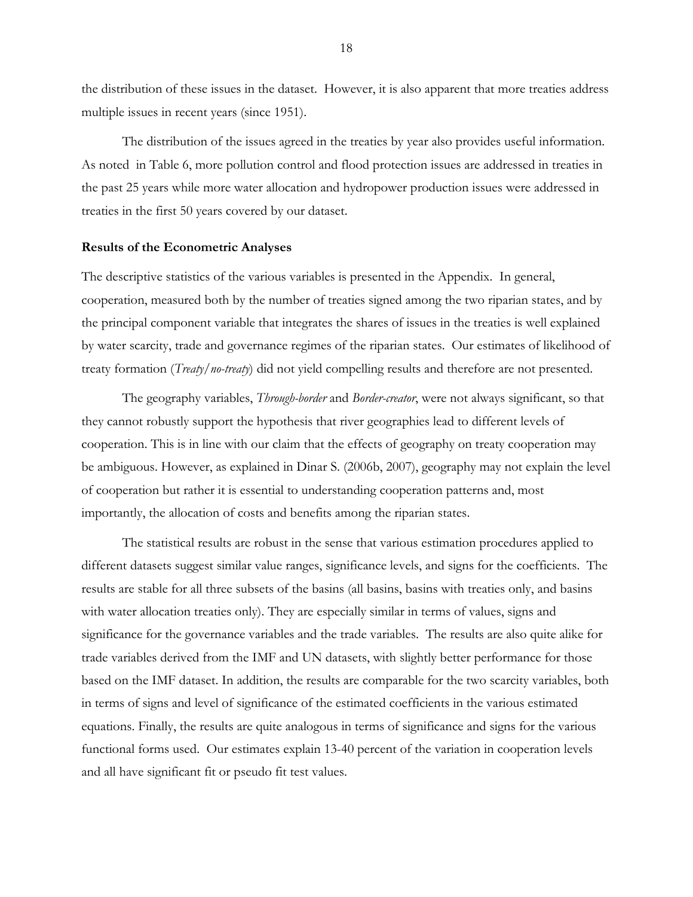the distribution of these issues in the dataset. However, it is also apparent that more treaties address multiple issues in recent years (since 1951).

The distribution of the issues agreed in the treaties by year also provides useful information. As noted in Table 6, more pollution control and flood protection issues are addressed in treaties in the past 25 years while more water allocation and hydropower production issues were addressed in treaties in the first 50 years covered by our dataset.

**Results of the Econometric Analyses**

The descriptive statistics of the various variables is presented in the Appendix. In general, cooperation, measured both by the number of treaties signed among the two riparian states, and by the principal component variable that integrates the shares of issues in the treaties is well explained by water scarcity, trade and governance regimes of the riparian states. Our estimates of likelihood of treaty formation (*Treaty/no-treaty*) did not yield compelling results and therefore are not presented.

The geography variables, *Through-border* and *Border-creator*, were not always significant, so that they cannot robustly support the hypothesis that river geographies lead to different levels of cooperation. This is in line with our claim that the effects of geography on treaty cooperation may be ambiguous. However, as explained in Dinar S. (2006b, 2007), geography may not explain the level of cooperation but rather it is essential to understanding cooperation patterns and, most importantly, the allocation of costs and benefits among the riparian states.

The statistical results are robust in the sense that various estimation procedures applied to different datasets suggest similar value ranges, significance levels, and signs for the coefficients. The results are stable for all three subsets of the basins (all basins, basins with treaties only, and basins with water allocation treaties only). They are especially similar in terms of values, signs and significance for the governance variables and the trade variables. The results are also quite alike for trade variables derived from the IMF and UN datasets, with slightly better performance for those based on the IMF dataset. In addition, the results are comparable for the two scarcity variables, both in terms of signs and level of significance of the estimated coefficients in the various estimated equations. Finally, the results are quite analogous in terms of significance and signs for the various functional forms used. Our estimates explain 13-40 percent of the variation in cooperation levels and all have significant fit or pseudo fit test values.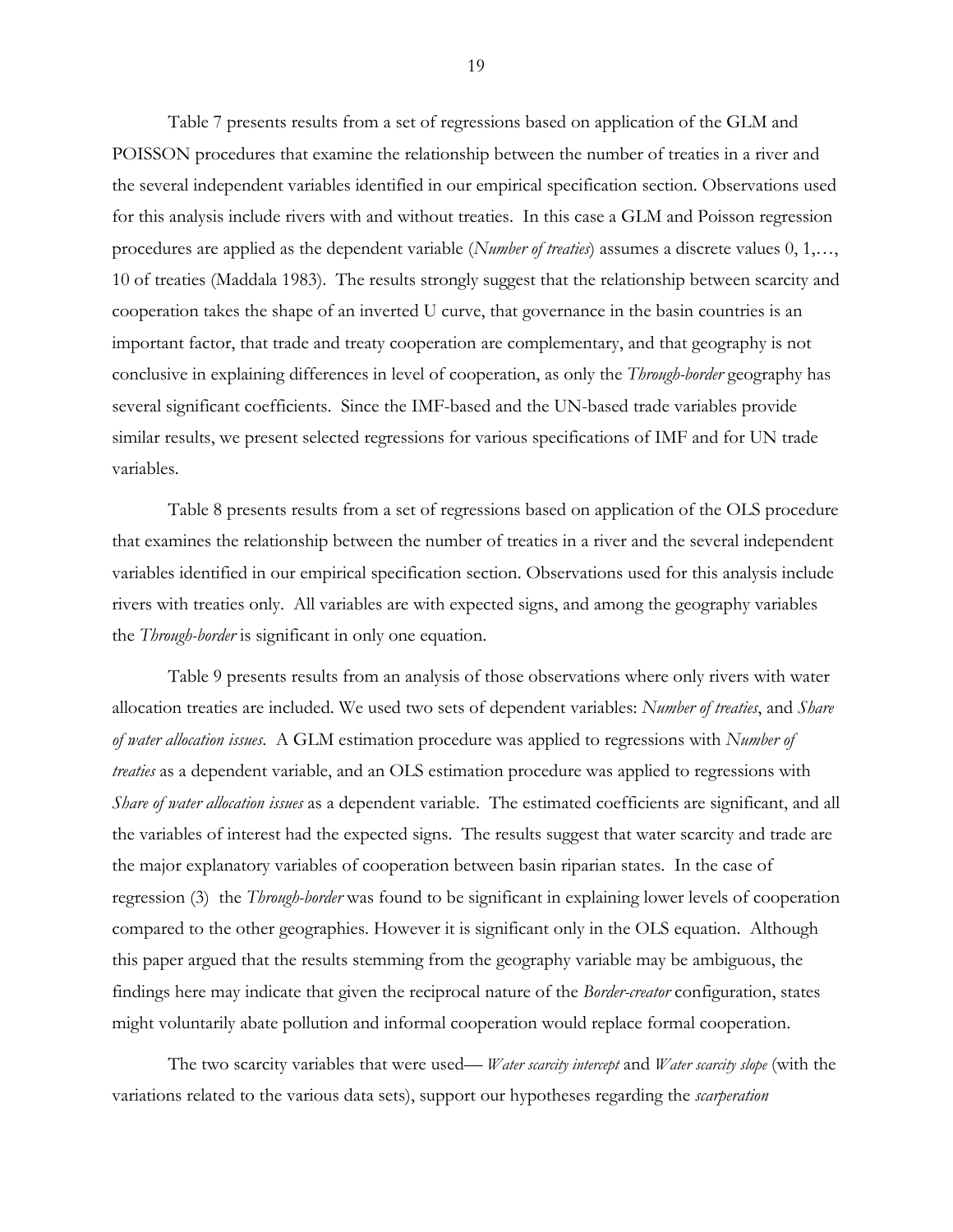Table 7 presents results from a set of regressions based on application of the GLM and POISSON procedures that examine the relationship between the number of treaties in a river and the several independent variables identified in our empirical specification section. Observations used for this analysis include rivers with and without treaties. In this case a GLM and Poisson regression procedures are applied as the dependent variable (*Number of treaties*) assumes a discrete values 0, 1,…, 10 of treaties (Maddala 1983). The results strongly suggest that the relationship between scarcity and cooperation takes the shape of an inverted U curve, that governance in the basin countries is an important factor, that trade and treaty cooperation are complementary, and that geography is not conclusive in explaining differences in level of cooperation, as only the *Through-border* geography has several significant coefficients. Since the IMF-based and the UN-based trade variables provide similar results, we present selected regressions for various specifications of IMF and for UN trade variables.

Table 8 presents results from a set of regressions based on application of the OLS procedure that examines the relationship between the number of treaties in a river and the several independent variables identified in our empirical specification section. Observations used for this analysis include rivers with treaties only. All variables are with expected signs, and among the geography variables the *Through-border* is significant in only one equation.

Table 9 presents results from an analysis of those observations where only rivers with water allocation treaties are included. We used two sets of dependent variables: *Number of treaties*, and *Share of water allocation issues*. A GLM estimation procedure was applied to regressions with *Number of treaties* as a dependent variable, and an OLS estimation procedure was applied to regressions with *Share of water allocation issues* as a dependent variable. The estimated coefficients are significant, and all the variables of interest had the expected signs. The results suggest that water scarcity and trade are the major explanatory variables of cooperation between basin riparian states. In the case of regression (3) the *Through-border* was found to be significant in explaining lower levels of cooperation compared to the other geographies. However it is significant only in the OLS equation. Although this paper argued that the results stemming from the geography variable may be ambiguous, the findings here may indicate that given the reciprocal nature of the *Border-creator* configuration, states might voluntarily abate pollution and informal cooperation would replace formal cooperation.

The two scarcity variables that were used— *Water scarcity intercept* and *Water scarcity slope* (with the variations related to the various data sets), support our hypotheses regarding the *scarperation*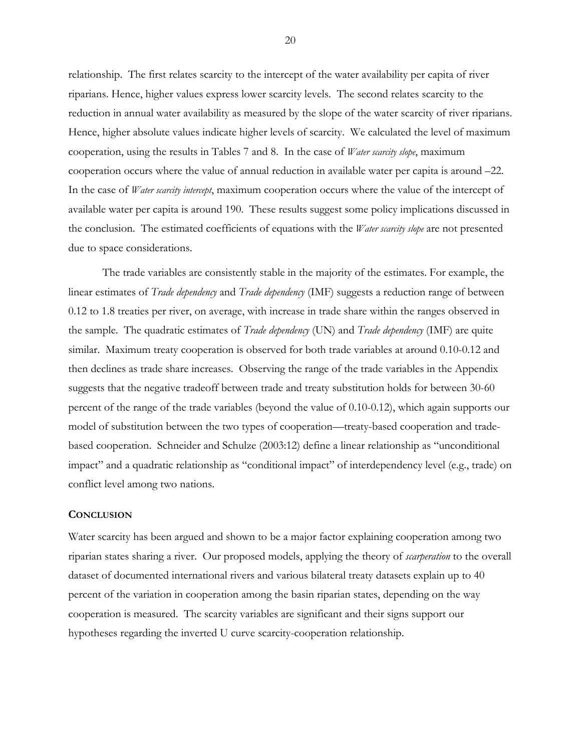relationship. The first relates scarcity to the intercept of the water availability per capita of river riparians. Hence, higher values express lower scarcity levels. The second relates scarcity to the reduction in annual water availability as measured by the slope of the water scarcity of river riparians. Hence, higher absolute values indicate higher levels of scarcity. We calculated the level of maximum cooperation, using the results in Tables 7 and 8. In the case of *Water scarcity slope*, maximum cooperation occurs where the value of annual reduction in available water per capita is around –22. In the case of *Water scarcity intercept*, maximum cooperation occurs where the value of the intercept of available water per capita is around 190. These results suggest some policy implications discussed in the conclusion. The estimated coefficients of equations with the *Water scarcity slope* are not presented due to space considerations.

The trade variables are consistently stable in the majority of the estimates. For example, the linear estimates of *Trade dependency* and *Trade dependency* (IMF) suggests a reduction range of between 0.12 to 1.8 treaties per river, on average, with increase in trade share within the ranges observed in the sample. The quadratic estimates of *Trade dependency* (UN) and *Trade dependency* (IMF) are quite similar. Maximum treaty cooperation is observed for both trade variables at around 0.10-0.12 and then declines as trade share increases. Observing the range of the trade variables in the Appendix suggests that the negative tradeoff between trade and treaty substitution holds for between 30-60 percent of the range of the trade variables (beyond the value of 0.10-0.12), which again supports our model of substitution between the two types of cooperation—treaty-based cooperation and trade-based cooperation. Schneider and Schulze (2003:12) define a linear relationship as "unconditional impact" and a quadratic relationship as "conditional impact" of interdependency level (e.g., trade) on conflict level among two nations.

## CONCLUSION

Water scarcity has been argued and shown to be a major factor explaining cooperation among two riparian states sharing a river. Our proposed models, applying the theory of *scarperation* to the overall dataset of documented international rivers and various bilateral treaty datasets explain up to 40 percent of the variation in cooperation among the basin riparian states, depending on the way cooperation is measured. The scarcity variables are significant and their signs support our hypotheses regarding the inverted U curve scarcity-cooperation relationship.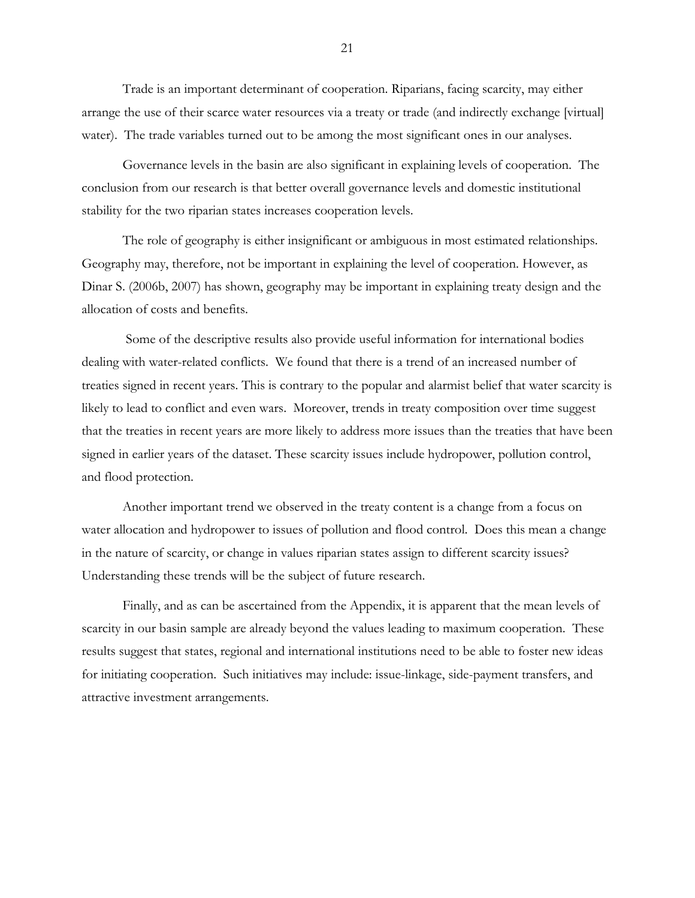Trade is an important determinant of cooperation. Riparians, facing scarcity, may either arrange the use of their scarce water resources via a treaty or trade (and indirectly exchange [virtual] water). The trade variables turned out to be among the most significant ones in our analyses.

Governance levels in the basin are also significant in explaining levels of cooperation. The conclusion from our research is that better overall governance levels and domestic institutional stability for the two riparian states increases cooperation levels.

The role of geography is either insignificant or ambiguous in most estimated relationships. Geography may, therefore, not be important in explaining the level of cooperation. However, as Dinar S. (2006b, 2007) has shown, geography may be important in explaining treaty design and the allocation of costs and benefits.

Some of the descriptive results also provide useful information for international bodies dealing with water-related conflicts. We found that there is a trend of an increased number of treaties signed in recent years. This is contrary to the popular and alarmist belief that water scarcity is likely to lead to conflict and even wars. Moreover, trends in treaty composition over time suggest that the treaties in recent years are more likely to address more issues than the treaties that have been signed in earlier years of the dataset. These scarcity issues include hydropower, pollution control, and flood protection.

Another important trend we observed in the treaty content is a change from a focus on water allocation and hydropower to issues of pollution and flood control. Does this mean a change in the nature of scarcity, or change in values riparian states assign to different scarcity issues? Understanding these trends will be the subject of future research.

Finally, and as can be ascertained from the Appendix, it is apparent that the mean levels of scarcity in our basin sample are already beyond the values leading to maximum cooperation. These results suggest that states, regional and international institutions need to be able to foster new ideas for initiating cooperation. Such initiatives may include: issue-linkage, side-payment transfers, and attractive investment arrangements.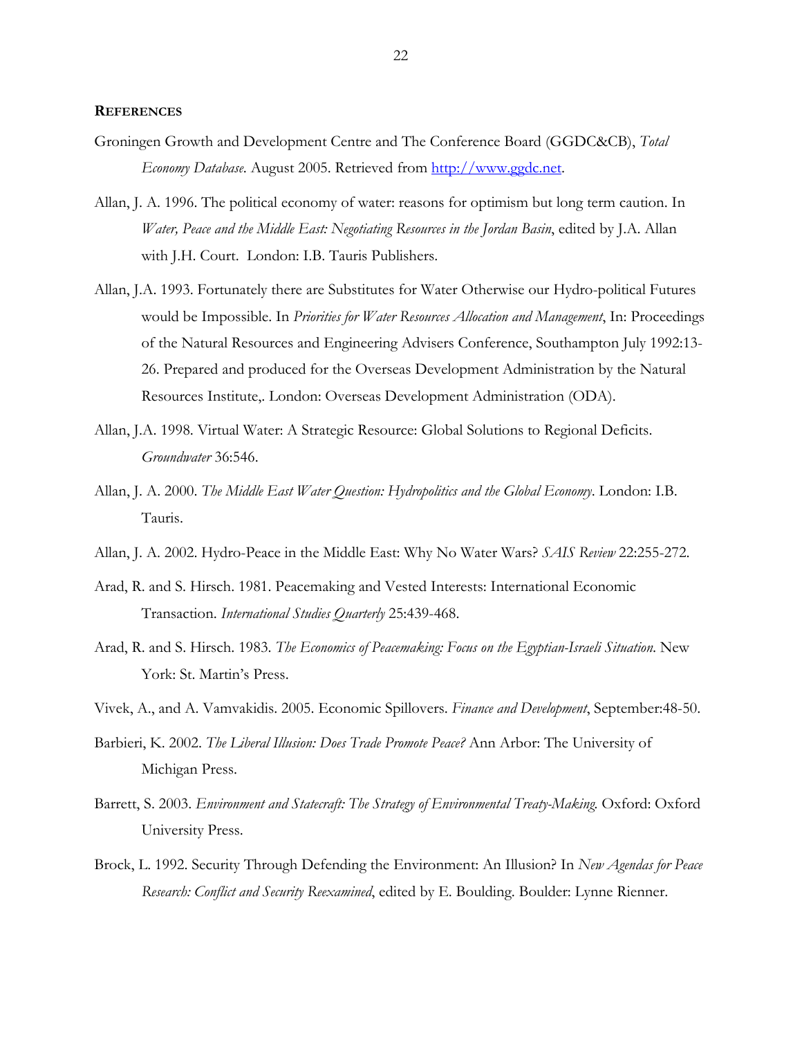**REFERENCES**

Groningen Growth and Development Centre and The Conference Board (GGDC&CB), *Total Economy Database*. August 2005. Retrieved from http://www.ggdc.net.

Allan, J. A. 1996. The political economy of water: reasons for optimism but long term caution. In *Water, Peace and the Middle East: Negotiating Resources in the Jordan Basin*, edited by J.A. Allan with J.H. Court. London: I.B. Tauris Publishers.

Allan, J.A. 1993. Fortunately there are Substitutes for Water Otherwise our Hydro-political Futures would be Impossible. In *Priorities for Water Resources Allocation and Management*, In: Proceedings of the Natural Resources and Engineering Advisers Conference, Southampton July 1992:13-26. Prepared and produced for the Overseas Development Administration by the Natural Resources Institute,. London: Overseas Development Administration (ODA).

Allan, J.A. 1998. Virtual Water: A Strategic Resource: Global Solutions to Regional Deficits. *Groundwater* 36:546.

Allan, J. A. 2000. *The Middle East Water Question: Hydropolitics and the Global Economy*. London: I.B. Tauris.

Allan, J. A. 2002. Hydro-Peace in the Middle East: Why No Water Wars? *SAIS Review* 22:255-272.

Arad, R. and S. Hirsch. 1981. Peacemaking and Vested Interests: International Economic Transaction. *International Studies Quarterly* 25:439-468.

Arad, R. and S. Hirsch. 1983. *The Economics of Peacemaking: Focus on the Egyptian-Israeli Situation*. New York: St. Martin's Press.

Vivek, A., and A. Vamvakidis. 2005. Economic Spillovers. *Finance and Development*, September:48-50.

Barbieri, K. 2002. *The Liberal Illusion: Does Trade Promote Peace?* Ann Arbor: The University of Michigan Press.

Barrett, S. 2003. *Environment and Statecraft: The Strategy of Environmental Treaty-Making*. Oxford: Oxford University Press.

Brock, L. 1992. Security Through Defending the Environment: An Illusion? In *New Agendas for Peace Research: Conflict and Security Reexamined*, edited by E. Boulding. Boulder: Lynne Rienner.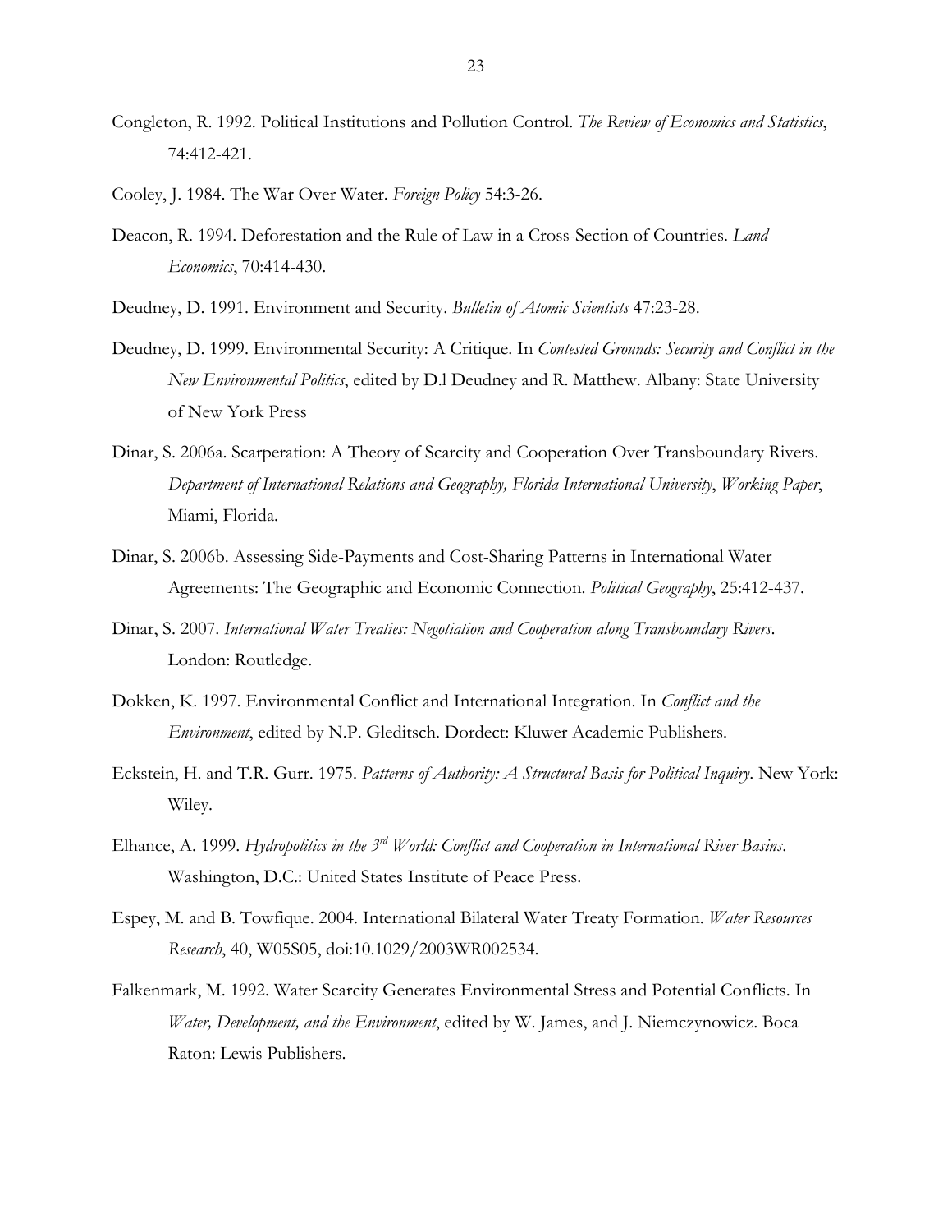Congleton, R. 1992. Political Institutions and Pollution Control. *The Review of Economics and Statistics*, 74:412-421.

Cooley, J. 1984. The War Over Water. *Foreign Policy* 54:3-26.

Deacon, R. 1994. Deforestation and the Rule of Law in a Cross-Section of Countries. *Land Economics*, 70:414-430.

Deudney, D. 1991. Environment and Security. *Bulletin of Atomic Scientists* 47:23-28.

Deudney, D. 1999. Environmental Security: A Critique. In *Contested Grounds: Security and Conflict in the New Environmental Politics*, edited by D.l Deudney and R. Matthew. Albany: State University of New York Press

Dinar, S. 2006a. Scarperation: A Theory of Scarcity and Cooperation Over Transboundary Rivers. *Department of International Relations and Geography, Florida International University*, *Working Paper*, Miami, Florida.

Dinar, S. 2006b. Assessing Side-Payments and Cost-Sharing Patterns in International Water Agreements: The Geographic and Economic Connection. *Political Geography*, 25:412-437.

Dinar, S. 2007. *International Water Treaties: Negotiation and Cooperation along Transboundary Rivers*. London: Routledge.

Dokken, K. 1997. Environmental Conflict and International Integration. In *Conflict and the Environment*, edited by N.P. Gleditsch. Dordect: Kluwer Academic Publishers.

Eckstein, H. and T.R. Gurr. 1975. *Patterns of Authority: A Structural Basis for Political Inquiry*. New York: Wiley.

Elhance, A. 1999. *Hydropolitics in the 3rd World: Conflict and Cooperation in International River Basins*. Washington, D.C.: United States Institute of Peace Press.

Espey, M. and B. Towfique. 2004. International Bilateral Water Treaty Formation. *Water Resources Research*, 40, W05S05, doi:10.1029/2003WR002534.

Falkenmark, M. 1992. Water Scarcity Generates Environmental Stress and Potential Conflicts. In *Water, Development, and the Environment*, edited by W. James, and J. Niemczynowicz. Boca Raton: Lewis Publishers.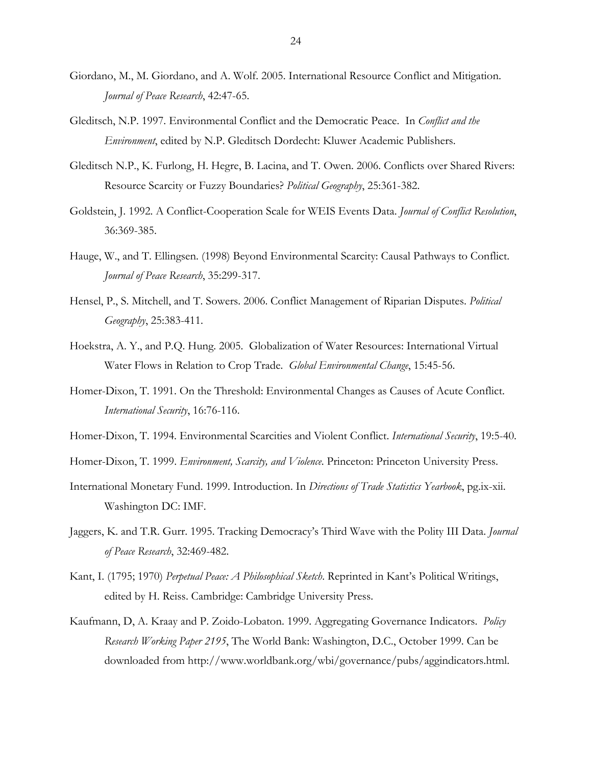Giordano, M., M. Giordano, and A. Wolf. 2005. International Resource Conflict and Mitigation. *Journal of Peace Research*, 42:47-65.

Gleditsch, N.P. 1997. Environmental Conflict and the Democratic Peace. In *Conflict and the Environment*, edited by N.P. Gleditsch Dordecht: Kluwer Academic Publishers.

Gleditsch N.P., K. Furlong, H. Hegre, B. Lacina, and T. Owen. 2006. Conflicts over Shared Rivers: Resource Scarcity or Fuzzy Boundaries? *Political Geography*, 25:361-382.

Goldstein, J. 1992. A Conflict-Cooperation Scale for WEIS Events Data. *Journal of Conflict Resolution*, 36:369-385.

Hauge, W., and T. Ellingsen. (1998) Beyond Environmental Scarcity: Causal Pathways to Conflict. *Journal of Peace Research*, 35:299-317.

Hensel, P., S. Mitchell, and T. Sowers. 2006. Conflict Management of Riparian Disputes. *Political Geography*, 25:383-411.

Hoekstra, A. Y., and P.Q. Hung. 2005. Globalization of Water Resources: International Virtual Water Flows in Relation to Crop Trade. *Global Environmental Change*, 15:45-56.

Homer-Dixon, T. 1991. On the Threshold: Environmental Changes as Causes of Acute Conflict. *International Security*, 16:76-116.

Homer-Dixon, T. 1994. Environmental Scarcities and Violent Conflict. *International Security*, 19:5-40.

Homer-Dixon, T. 1999. *Environment, Scarcity, and Violence.* Princeton: Princeton University Press.

International Monetary Fund. 1999. Introduction. In *Directions of Trade Statistics Yearbook*, pg.ix-xii. Washington DC: IMF.

Jaggers, K. and T.R. Gurr. 1995. Tracking Democracy's Third Wave with the Polity III Data. *Journal of Peace Research*, 32:469-482.

Kant, I. (1795; 1970) *Perpetual Peace: A Philosophical Sketch*. Reprinted in Kant's Political Writings, edited by H. Reiss. Cambridge: Cambridge University Press.

Kaufmann, D, A. Kraay and P. Zoido-Lobaton. 1999. Aggregating Governance Indicators. *Policy Research Working Paper 2195*, The World Bank: Washington, D.C., October 1999. Can be downloaded from http://www.worldbank.org/wbi/governance/pubs/aggindicators.html.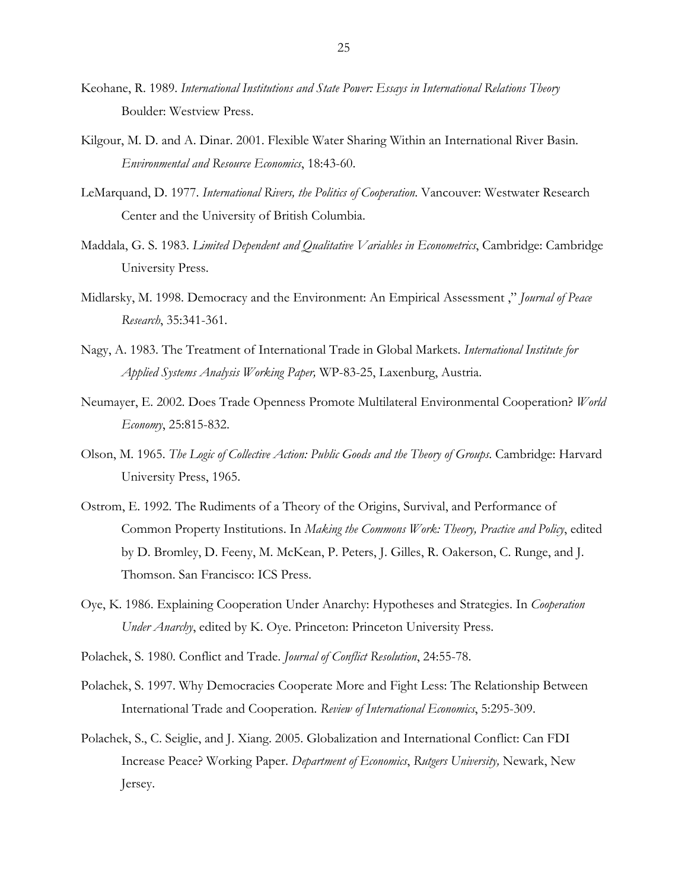Keohane, R. 1989. *International Institutions and State Power: Essays in International Relations Theory* Boulder: Westview Press.

Kilgour, M. D. and A. Dinar. 2001. Flexible Water Sharing Within an International River Basin. *Environmental and Resource Economics*, 18:43-60.

LeMarquand, D. 1977. *International Rivers, the Politics of Cooperation.* Vancouver: Westwater Research Center and the University of British Columbia.

Maddala, G. S. 1983. *Limited Dependent and Qualitative Variables in Econometrics*, Cambridge: Cambridge University Press.

Midlarsky, M. 1998. Democracy and the Environment: An Empirical Assessment ," *Journal of Peace Research*, 35:341-361.

Nagy, A. 1983. The Treatment of International Trade in Global Markets. *International Institute for Applied Systems Analysis Working Paper,* WP-83-25, Laxenburg, Austria.

Neumayer, E. 2002. Does Trade Openness Promote Multilateral Environmental Cooperation? *World Economy*, 25:815-832.

Olson, M. 1965. *The Logic of Collective Action: Public Goods and the Theory of Groups*. Cambridge: Harvard University Press, 1965.

Ostrom, E. 1992. The Rudiments of a Theory of the Origins, Survival, and Performance of Common Property Institutions. In *Making the Commons Work: Theory, Practice and Policy*, edited by D. Bromley, D. Feeny, M. McKean, P. Peters, J. Gilles, R. Oakerson, C. Runge, and J. Thomson. San Francisco: ICS Press.

Oye, K. 1986. Explaining Cooperation Under Anarchy: Hypotheses and Strategies. In *Cooperation Under Anarchy*, edited by K. Oye. Princeton: Princeton University Press.

Polachek, S. 1980. Conflict and Trade. *Journal of Conflict Resolution*, 24:55-78.

Polachek, S. 1997. Why Democracies Cooperate More and Fight Less: The Relationship Between International Trade and Cooperation. *Review of International Economics*, 5:295-309.

Polachek, S., C. Seiglie, and J. Xiang. 2005. Globalization and International Conflict: Can FDI Increase Peace? Working Paper. *Department of Economics*, *Rutgers University,* Newark, New Jersey.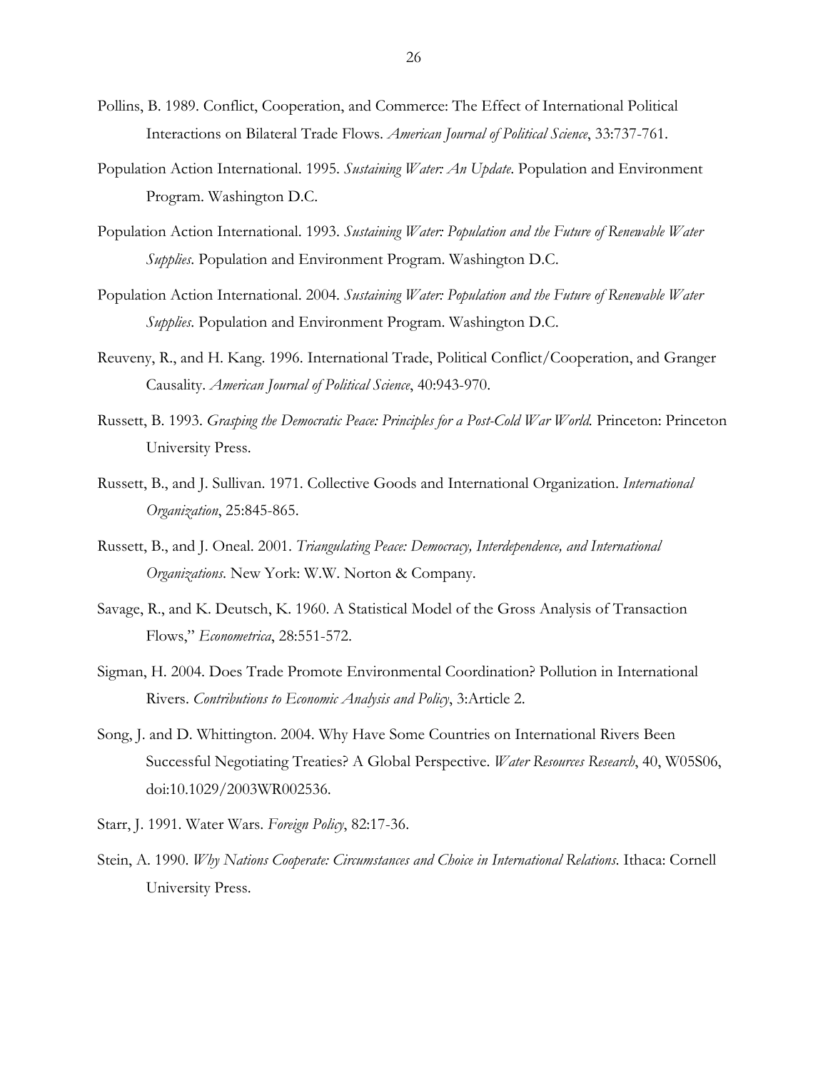Pollins, B. 1989. Conflict, Cooperation, and Commerce: The Effect of International Political Interactions on Bilateral Trade Flows. *American Journal of Political Science*, 33:737-761.

Population Action International. 1995. *Sustaining Water: An Update*. Population and Environment Program. Washington D.C.

Population Action International. 1993. *Sustaining Water: Population and the Future of Renewable Water Supplies*. Population and Environment Program. Washington D.C.

Population Action International. 2004. *Sustaining Water: Population and the Future of Renewable Water Supplies*. Population and Environment Program. Washington D.C.

Reuveny, R., and H. Kang. 1996. International Trade, Political Conflict/Cooperation, and Granger Causality. *American Journal of Political Science*, 40:943-970.

Russett, B. 1993. *Grasping the Democratic Peace: Principles for a Post-Cold War World.* Princeton: Princeton University Press.

Russett, B., and J. Sullivan. 1971. Collective Goods and International Organization. *International Organization*, 25:845-865.

Russett, B., and J. Oneal. 2001. *Triangulating Peace: Democracy, Interdependence, and International Organizations*. New York: W.W. Norton & Company.

Savage, R., and K. Deutsch, K. 1960. A Statistical Model of the Gross Analysis of Transaction Flows," *Econometrica*, 28:551-572.

Sigman, H. 2004. Does Trade Promote Environmental Coordination? Pollution in International Rivers. *Contributions to Economic Analysis and Policy*, 3:Article 2.

Song, J. and D. Whittington. 2004. Why Have Some Countries on International Rivers Been Successful Negotiating Treaties? A Global Perspective. *Water Resources Research*, 40, W05S06, doi:10.1029/2003WR002536.

Starr, J. 1991. Water Wars. *Foreign Policy*, 82:17-36.

Stein, A. 1990. *Why Nations Cooperate: Circumstances and Choice in International Relations*. Ithaca: Cornell University Press.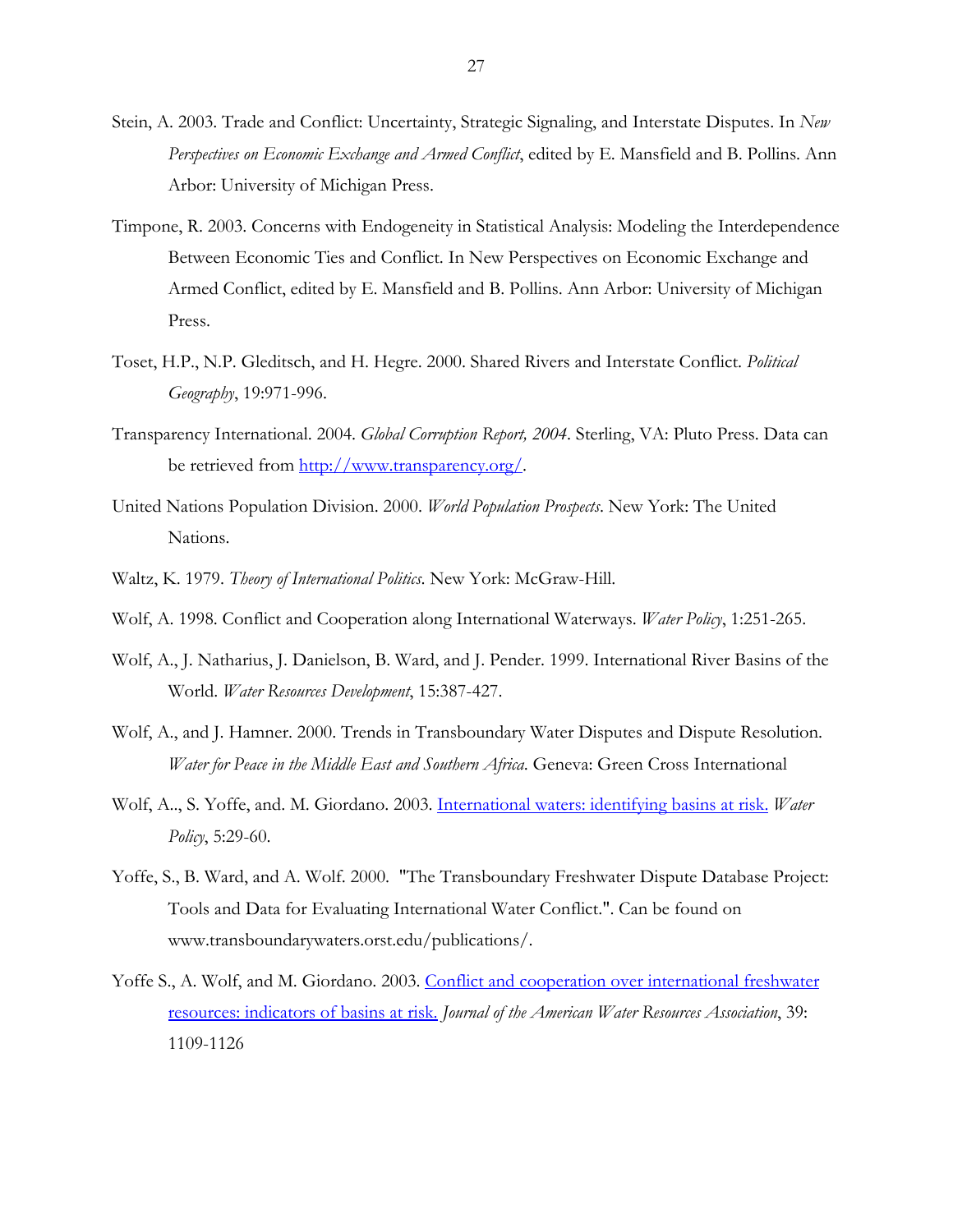Stein, A. 2003. Trade and Conflict: Uncertainty, Strategic Signaling, and Interstate Disputes. In *New Perspectives on Economic Exchange and Armed Conflict*, edited by E. Mansfield and B. Pollins. Ann Arbor: University of Michigan Press.

Timpone, R. 2003. Concerns with Endogeneity in Statistical Analysis: Modeling the Interdependence Between Economic Ties and Conflict. In New Perspectives on Economic Exchange and Armed Conflict, edited by E. Mansfield and B. Pollins. Ann Arbor: University of Michigan Press.

Toset, H.P., N.P. Gleditsch, and H. Hegre. 2000. Shared Rivers and Interstate Conflict. *Political Geography*, 19:971-996.

Transparency International. 2004. *Global Corruption Report, 2004*. Sterling, VA: Pluto Press. Data can be retrieved from [http://www.transparency.org/](http://www.transparency.org/).

United Nations Population Division. 2000. *World Population Prospects*. New York: The United Nations.

Waltz, K. 1979. *Theory of International Politics*. New York: McGraw-Hill.

Wolf, A. 1998. Conflict and Cooperation along International Waterways. *Water Policy*, 1:251-265.

Wolf, A., J. Natharius, J. Danielson, B. Ward, and J. Pender. 1999. International River Basins of the World. *Water Resources Development*, 15:387-427.

Wolf, A., and J. Hamner. 2000. Trends in Transboundary Water Disputes and Dispute Resolution. *Water for Peace in the Middle East and Southern Africa*. Geneva: Green Cross International

Wolf, A.., S. Yoffe, and. M. Giordano. 2003. International waters: identifying basins at risk. *Water Policy*, 5:29-60.

Yoffe, S., B. Ward, and A. Wolf. 2000. "The Transboundary Freshwater Dispute Database Project: Tools and Data for Evaluating International Water Conflict.". Can be found on www.transboundarywaters.orst.edu/publications/.

Yoffe S., A. Wolf, and M. Giordano. 2003. Conflict and cooperation over international freshwater resources: indicators of basins at risk. *Journal of the American Water Resources Association*, 39: 1109-1126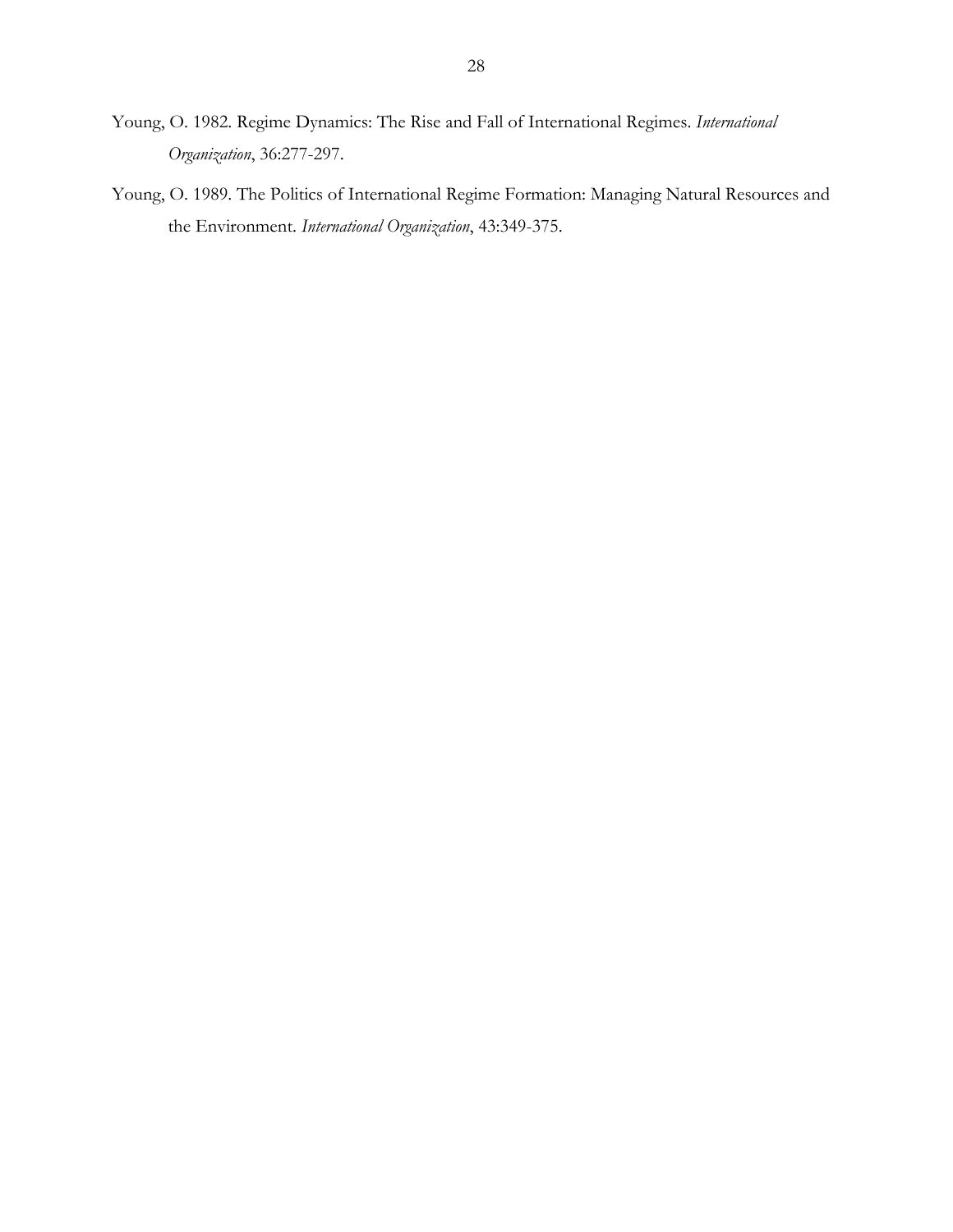Young, O. 1982. Regime Dynamics: The Rise and Fall of International Regimes. *International Organization*, 36:277-297.

Young, O. 1989. The Politics of International Regime Formation: Managing Natural Resources and the Environment. *International Organization*, 43:349-375.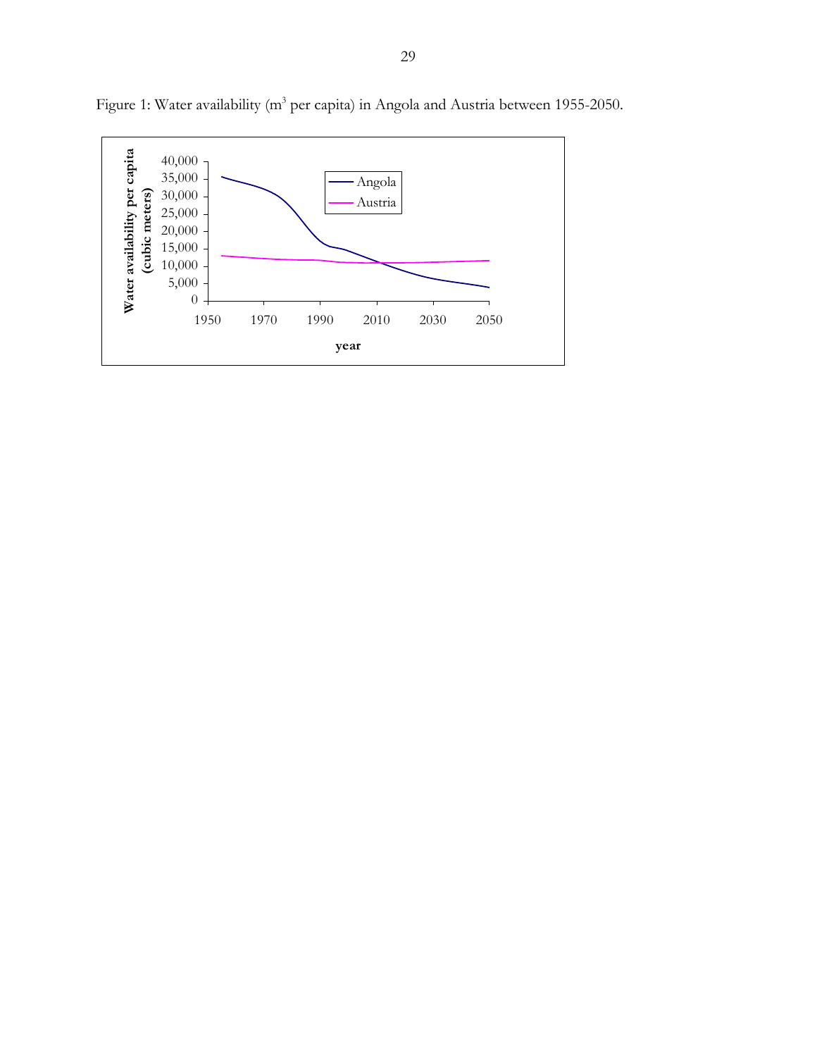Figure 1: Water availability ($m^3$ per capita) in Angola and Austria between 1955-2050.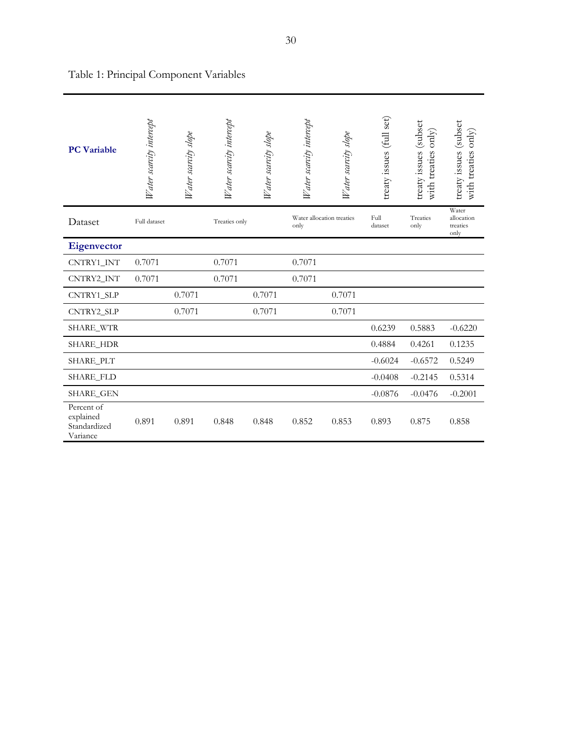Table 1: Principal Component Variables

| PC Variable | *Water scarcity intercept* | *Water scarcity slope* | *Water scarcity intercept* | *Water scarcity slope* | *Water scarcity intercept* | *Water scarcity slope* | treaty issues (full set) | treaty issues (subset with treaties only) | treaty issues (subset with treaties only) |
|---|---|---|---|---|---|---|---|---|---|
| Dataset | Full dataset | | Treaties only | | Water allocation treaties only | | Full dataset | Treaties only | Water allocation treaties only |
| **Eigenvector** | | | | | | | | | |
| CNTRY1_INT | 0.7071 | | 0.7071 | | 0.7071 | | | | |
| CNTRY2_INT | 0.7071 | | 0.7071 | | 0.7071 | | | | |
| CNTRY1_SLP | | 0.7071 | | 0.7071 | | 0.7071 | | | |
| CNTRY2_SLP | | 0.7071 | | 0.7071 | | 0.7071 | | | |
| SHARE_WTR | | | | | | | 0.6239 | 0.5883 | -0.6220 |
| SHARE_HDR | | | | | | | 0.4884 | 0.4261 | 0.1235 |
| SHARE_PLT | | | | | | | -0.6024 | -0.6572 | 0.5249 |
| SHARE_FLD | | | | | | | -0.0408 | -0.2145 | 0.5314 |
| SHARE_GEN | | | | | | | -0.0876 | -0.0476 | -0.2001 |
| Percent of explained Standardized Variance | 0.891 | 0.891 | 0.848 | 0.848 | 0.852 | 0.853 | 0.893 | 0.875 | 0.858 |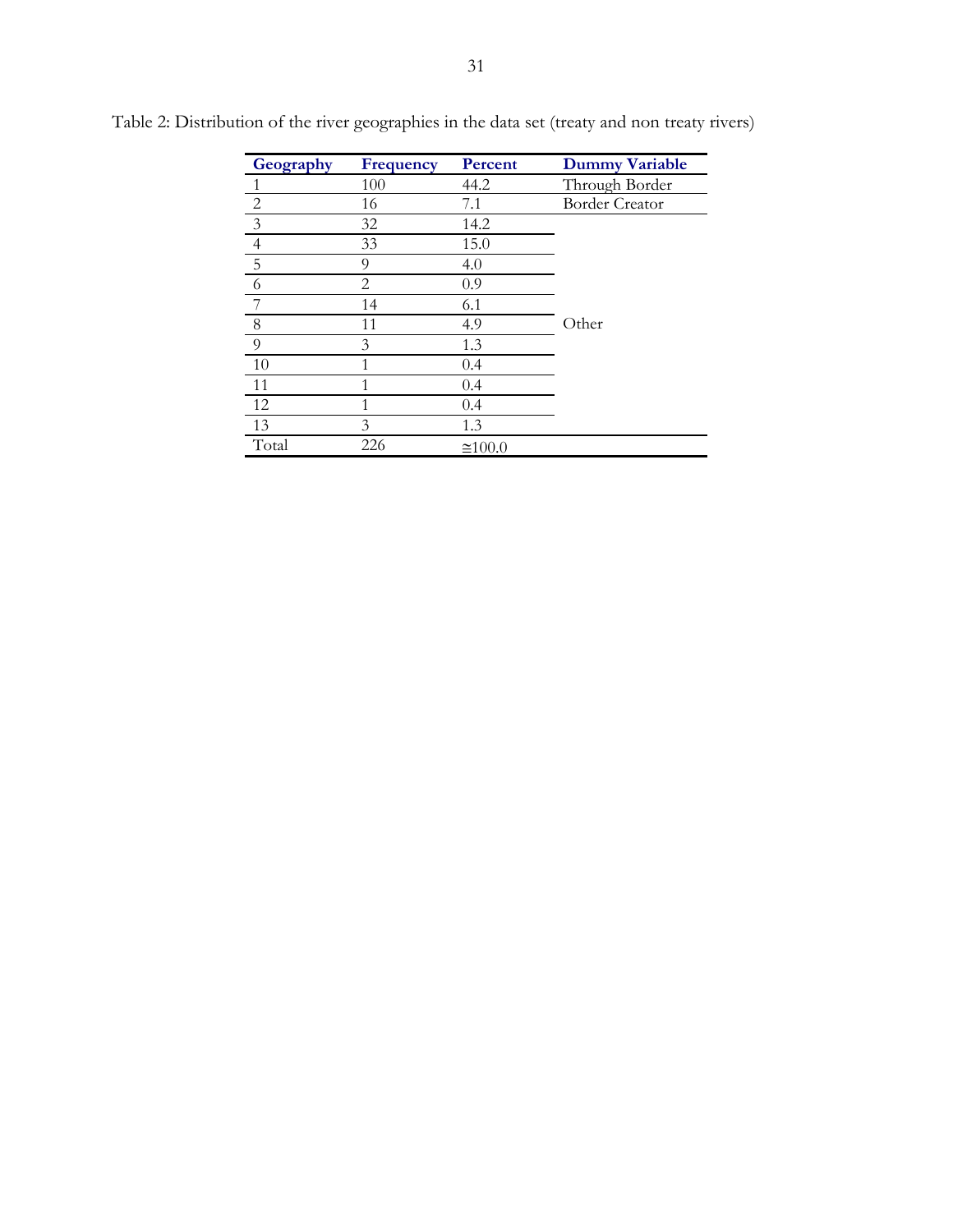Table 2: Distribution of the river geographies in the data set (treaty and non treaty rivers)

| Geography | Frequency | Percent | Dummy Variable |
|---|---|---|---|
| 1 | 100 | 44.2 | Through Border |
| 2 | 16 | 7.1 | Border Creator |
| 3 | 32 | 14.2 | Other |
| 4 | 33 | 15.0 | |
| 5 | 9 | 4.0 | |
| 6 | 2 | 0.9 | |
| 7 | 14 | 6.1 | |
| 8 | 11 | 4.9 | |
| 9 | 3 | 1.3 | |
| 10 | 1 | 0.4 | |
| 11 | 1 | 0.4 | |
| 12 | 1 | 0.4 | |
| 13 | 3 | 1.3 | |
| Total | 226 | ≅100.0 | |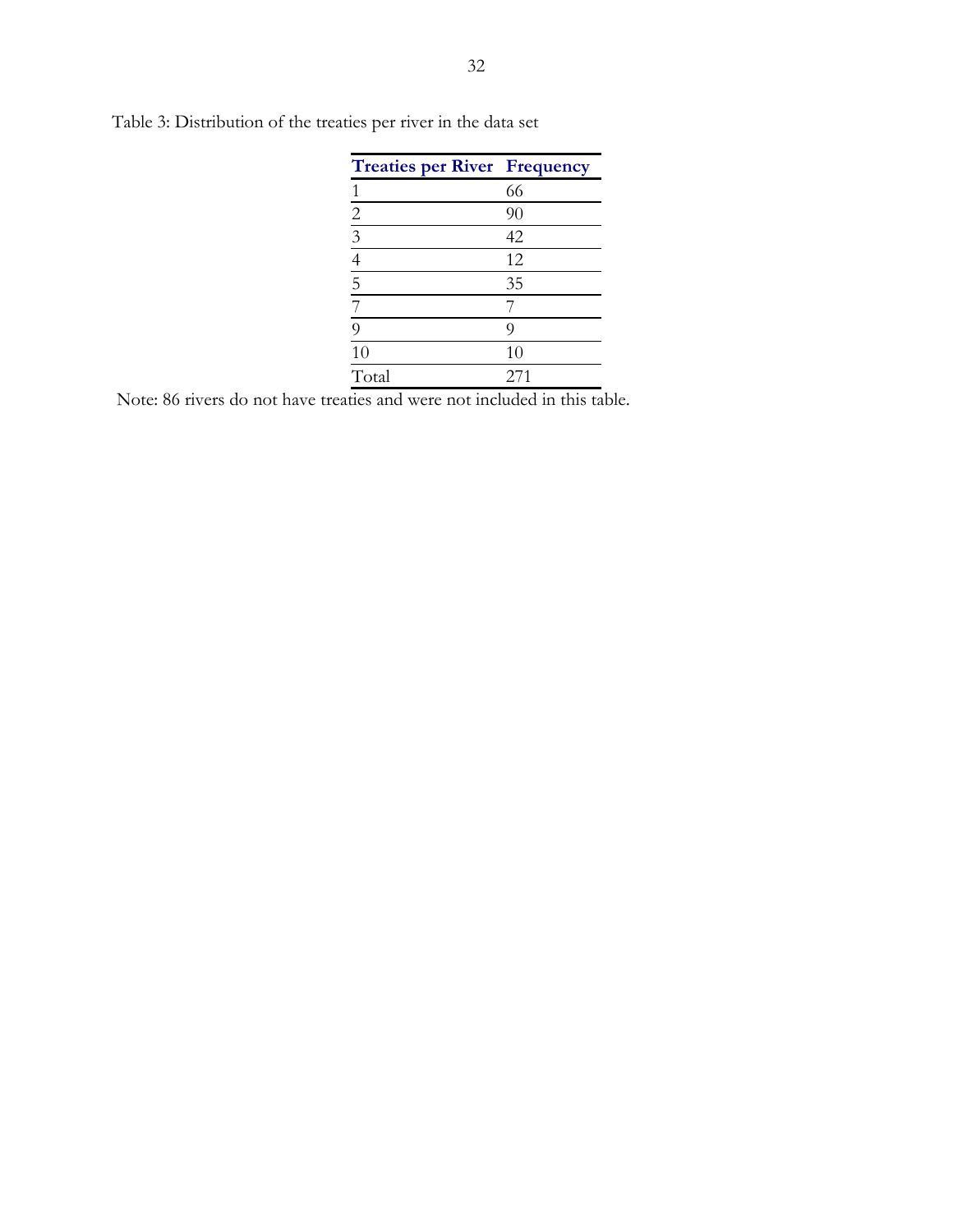Table 3: Distribution of the treaties per river in the data set

| Treaties per River | Frequency |
|---|---|
| 1 | 66 |
| 2 | 90 |
| 3 | 42 |
| 4 | 12 |
| 5 | 35 |
| 7 | 7 |
| 9 | 9 |
| 10 | 10 |
| Total | 271 |

Note: 86 rivers do not have treaties and were not included in this table.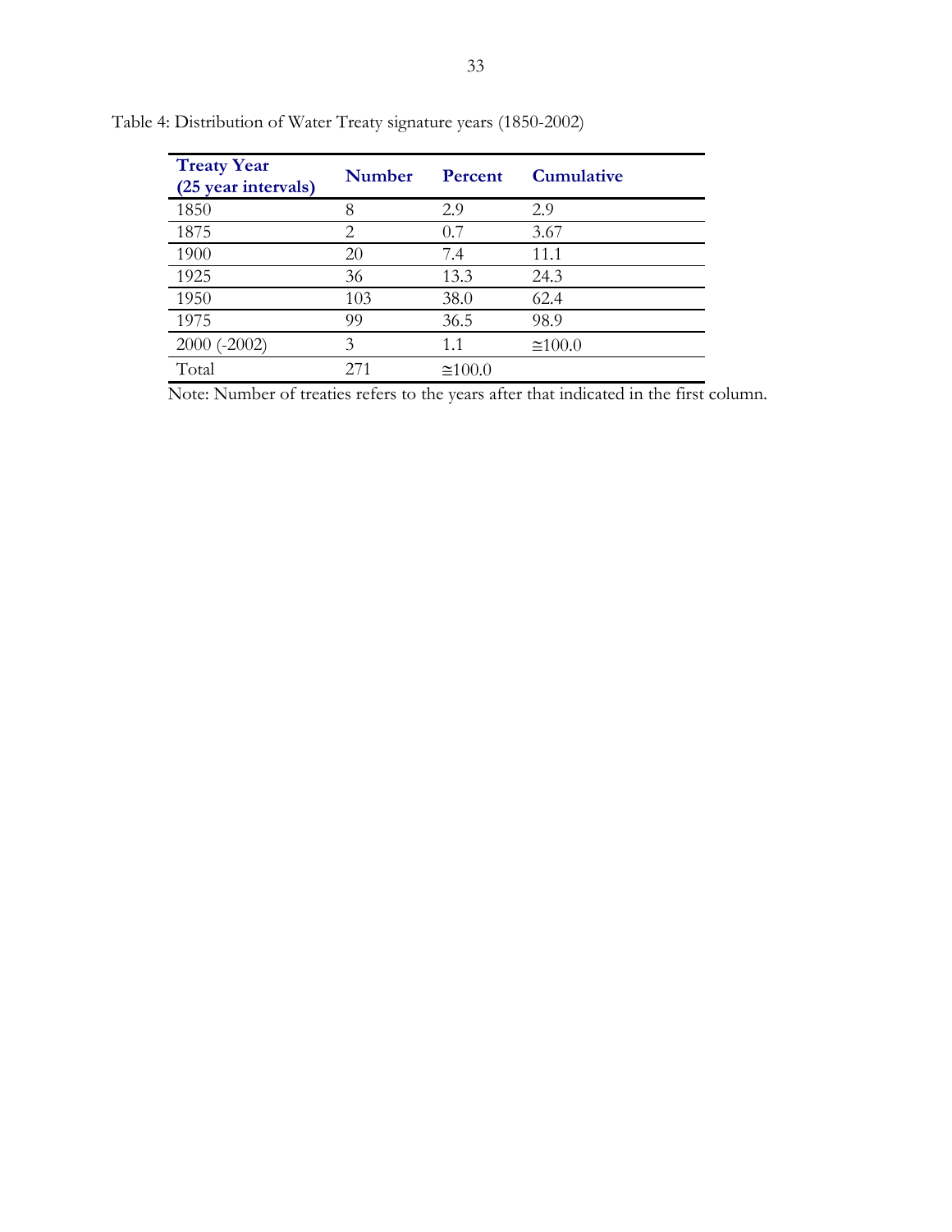Table 4: Distribution of Water Treaty signature years (1850-2002)

| Treaty Year (25 year intervals) | Number | Percent | Cumulative |
|---|---|---|---|
| 1850 | 8 | 2.9 | 2.9 |
| 1875 | 2 | 0.7 | 3.67 |
| 1900 | 20 | 7.4 | 11.1 |
| 1925 | 36 | 13.3 | 24.3 |
| 1950 | 103 | 38.0 | 62.4 |
| 1975 | 99 | 36.5 | 98.9 |
| 2000 (-2002) | 3 | 1.1 | ≅100.0 |
| Total | 271 | ≅100.0 | |

Note: Number of treaties refers to the years after that indicated in the first column.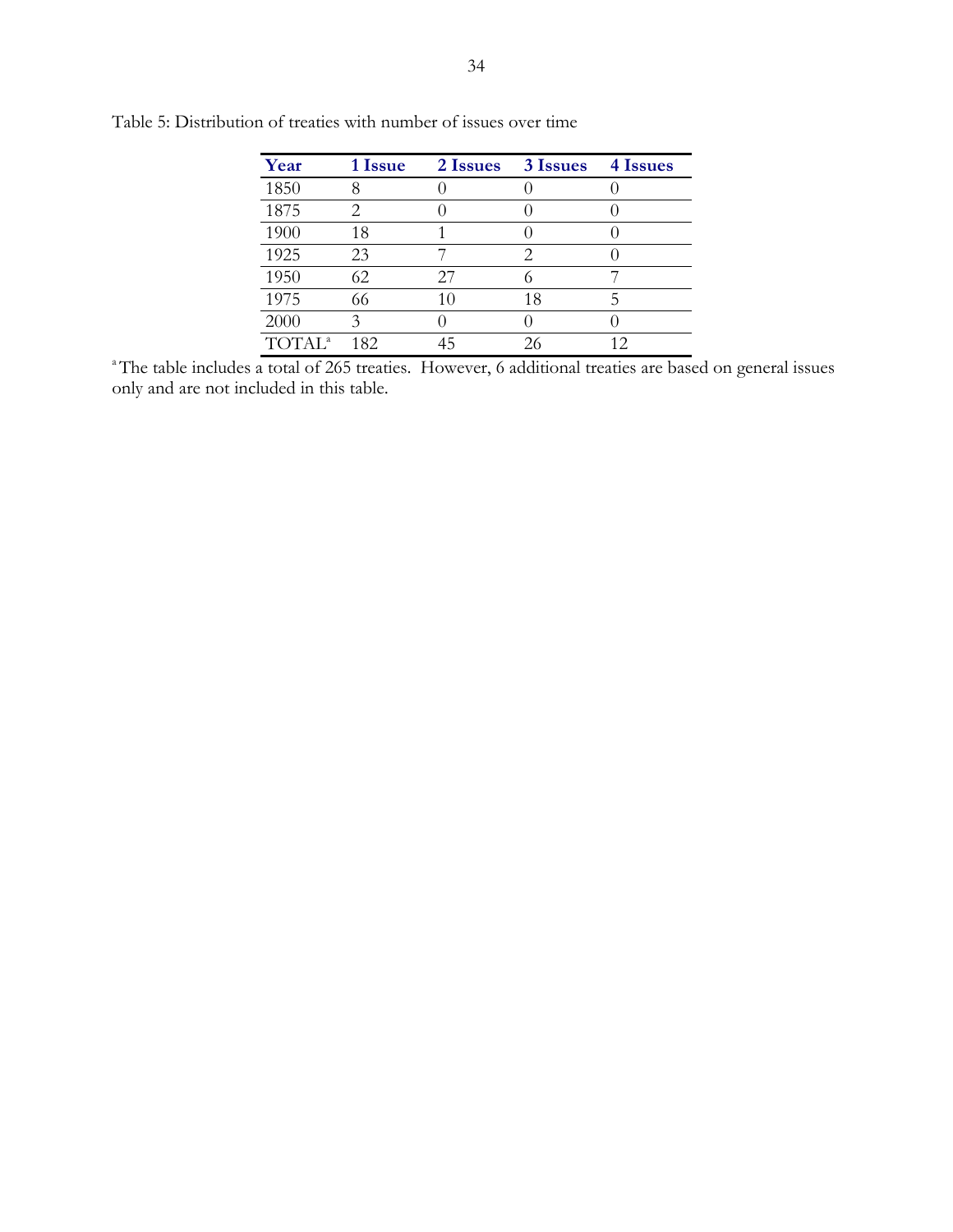Table 5: Distribution of treaties with number of issues over time

| Year | 1 Issue | 2 Issues | 3 Issues | 4 Issues |
|---|---|---|---|---|
| 1850 | 8 | 0 | 0 | 0 |
| 1875 | 2 | 0 | 0 | 0 |
| 1900 | 18 | 1 | 0 | 0 |
| 1925 | 23 | 7 | 2 | 0 |
| 1950 | 62 | 27 | 6 | 7 |
| 1975 | 66 | 10 | 18 | 5 |
| 2000 | 3 | 0 | 0 | 0 |
| TOTAL[a] | 182 | 45 | 26 | 12 |

[a] The table includes a total of 265 treaties. However, 6 additional treaties are based on general issues only and are not included in this table.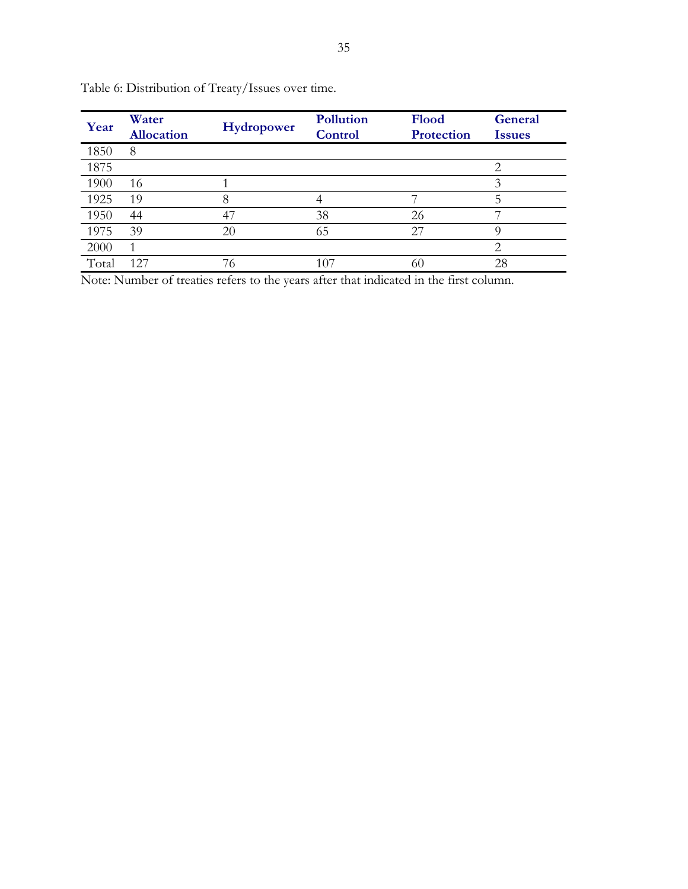Table 6: Distribution of Treaty/Issues over time.

| Year | Water Allocation | Hydropower | Pollution Control | Flood Protection | General Issues |
|---|---|---|---|---|---|
| 1850 | 8 | | | | |
| 1875 | | | | | 2 |
| 1900 | 16 | 1 | | | 3 |
| 1925 | 19 | 8 | 4 | 7 | 5 |
| 1950 | 44 | 47 | 38 | 26 | 7 |
| 1975 | 39 | 20 | 65 | 27 | 9 |
| 2000 | 1 | | | | 2 |
| Total | 127 | 76 | 107 | 60 | 28 |

Note: Number of treaties refers to the years after that indicated in the first column.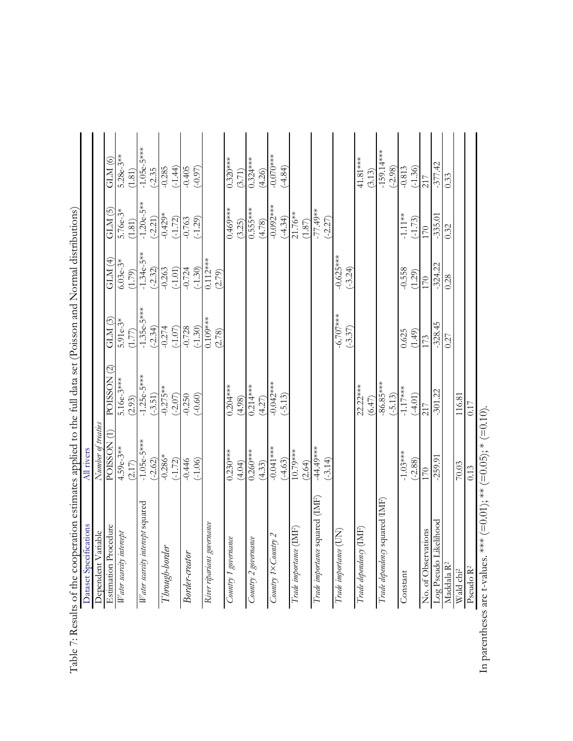Table 7: Results of the cooperation estimates applied to the full data set (Poisson and Normal distributions)

| Dataset Specifications | All rivers | | | | | |
|---|---|---|---|---|---|---|
| Dependent Variable | *Number of treaties* | | | | | |
| Estimation Procedure | POISSON (1) | POISSON (2) | GLM (3) | GLM (4) | GLM (5) | GLM (6) |
| *Water scarcity intercept* | 4.59e-3** | 5.16e-3*** | 5.91e-3* | 6.03e-3* | 5.76e-3* | 5.28e-3** |
| | (2.17) | (2.93) | (1.77) | (1.79) | (1.81) | (1.81) |
| *Water scarcity intercept* squared | -1.05e-5*** | -1.25e-5*** | -1.35e-5*** | -1.34e-5** | -1.20e-5** | -1.05e-5*** |
| | (-2.62) | (-3.51) | (-2.34) | (-2.32) | (-2.21) | (-2.35 |
| *Through-border* | -0.286* | -0.275** | -0.274 | -0.263 | -0.429* | -0.285 |
| | (-1.72) | (-2.07) | (-1.07) | (-1.01) | (-1.72) | (-1.44) |
| *Border-creator* | -0.446 | -0.250 | -0.728 | -0.724 | -0.763 | -0.405 |
| | (-1.06) | (-0.60) | (-1.30) | (-1.30) | (-1.29) | (-0.97) |
| *River riparians governance* | | | 0.109*** | 0.112*** | | |
| | | | (2.78) | (2.79) | | |
| *Country 1 governance* | 0.230*** | 0.204*** | | | 0.469*** | 0.320*** |
| | (4.04) | (4.98) | | | (3.25) | (3.71) |
| *Country 2 governance* | 0.260*** | 0.214*** | | | 0.555*** | 0.324*** |
| | (4.33) | (4.27) | | | (4.78) | (4.26) |
| *Country 1×Country 2* | -0.041*** | -0.042*** | | | -0.092*** | -0.070*** |
| | (-4.63) | (-5.13) | | | (-4.34) | (-4.84) |
| *Trade importance* (IMF) | 10.79*** | | | | 21.76** | |
| | (2.64) | | | | (1.87) | |
| *Trade importance* squared (IMF) | -44.49*** | | | | -77.49** | |
| | (-3.14) | | | | (-2.27) | |
| *Trade importance* (UN) | | | -6.707*** | -0.625*** | | |
| | | | (-3.37) | (-3.24) | | |
| *Trade dependency* (IMF) | | 22.22*** | | | | 41.81*** |
| | | (6.47) | | | | (3.13) |
| *Trade dependency* squared (IMF) | | -86.85*** | | | | -159.14*** |
| | | (-5.13) | | | | (-2.98) |
| Constant | -1.03*** | -1.17*** | 0.625 | -0.558 | -1.11** | -0.813 |
| | (-2.88) | (-4.01) | (1.49) | (1.29) | (-1.73) | (-1.36) |
| No. of Observations | 170 | 217 | 173 | 170 | 170 | 217 |
| Log Pseudo Likelihood | -259.91 | -301.22 | -328.45 | -324.22 | -335.01 | -377.42 |
| Maddala $R^2$ | | | 0.27 | 0.28 | 0.32 | 0.33 |
| Wald $chi^2$ | 70.03 | 116.81 | | | | |
| Pseudo $R^2$ | 0.13 | 0.17 | | | | |

In parentheses are t-values. *** (=0.01); ** (=0.05); * (=0.10).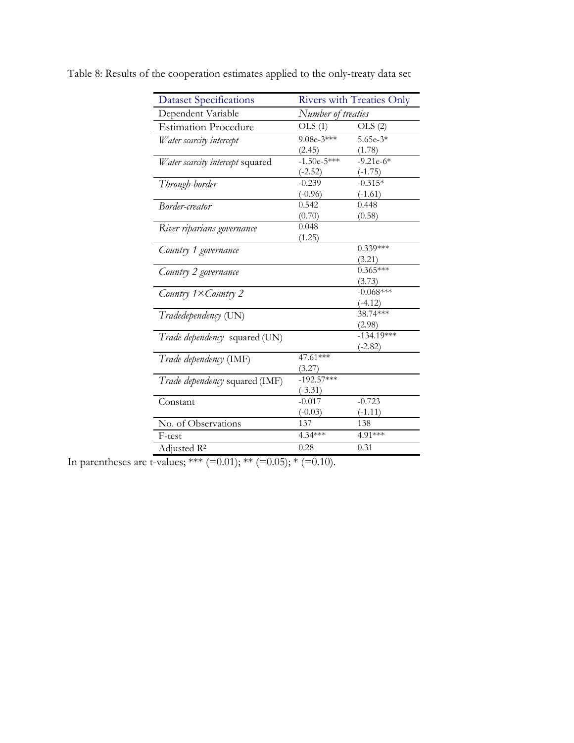Table 8: Results of the cooperation estimates applied to the only-treaty data set

| Dataset Specifications | Rivers with Treaties Only | |
|---|---|---|
| Dependent Variable | *Number of treaties* | |
| Estimation Procedure | OLS (1) | OLS (2) |
| *Water scarcity intercept* | 9.08e-3***<br>(2.45) | 5.65e-3*<br>(1.78) |
| *Water scarcity intercept* squared | -1.50e-5***<br>(-2.52) | -9.21e-6*<br>(-1.75) |
| *Through-border* | -0.239<br>(-0.96) | -0.315*<br>(-1.61) |
| *Border-creator* | 0.542<br>(0.70) | 0.448<br>(0.58) |
| *River riparians governance* | 0.048<br>(1.25) | |
| *Country 1 governance* | | 0.339***<br>(3.21) |
| *Country 2 governance* | | 0.365***<br>(3.73) |
| *Country 1×Country 2* | | -0.068***<br>(-4.12) |
| *Tradedependency* (UN) | | 38.74***<br>(2.98) |
| *Trade dependency* squared (UN) | | -134.19***<br>(-2.82) |
| *Trade dependency* (IMF) | 47.61***<br>(3.27) | |
| *Trade dependency* squared (IMF) | -192.57***<br>(-3.31) | |
| Constant | -0.017<br>(-0.03) | -0.723<br>(-1.11) |
| No. of Observations | 137 | 138 |
| F-test | 4.34*** | 4.91*** |
| Adjusted $R^2$ | 0.28 | 0.31 |

In parentheses are t-values; *** (=0.01); ** (=0.05); * (=0.10).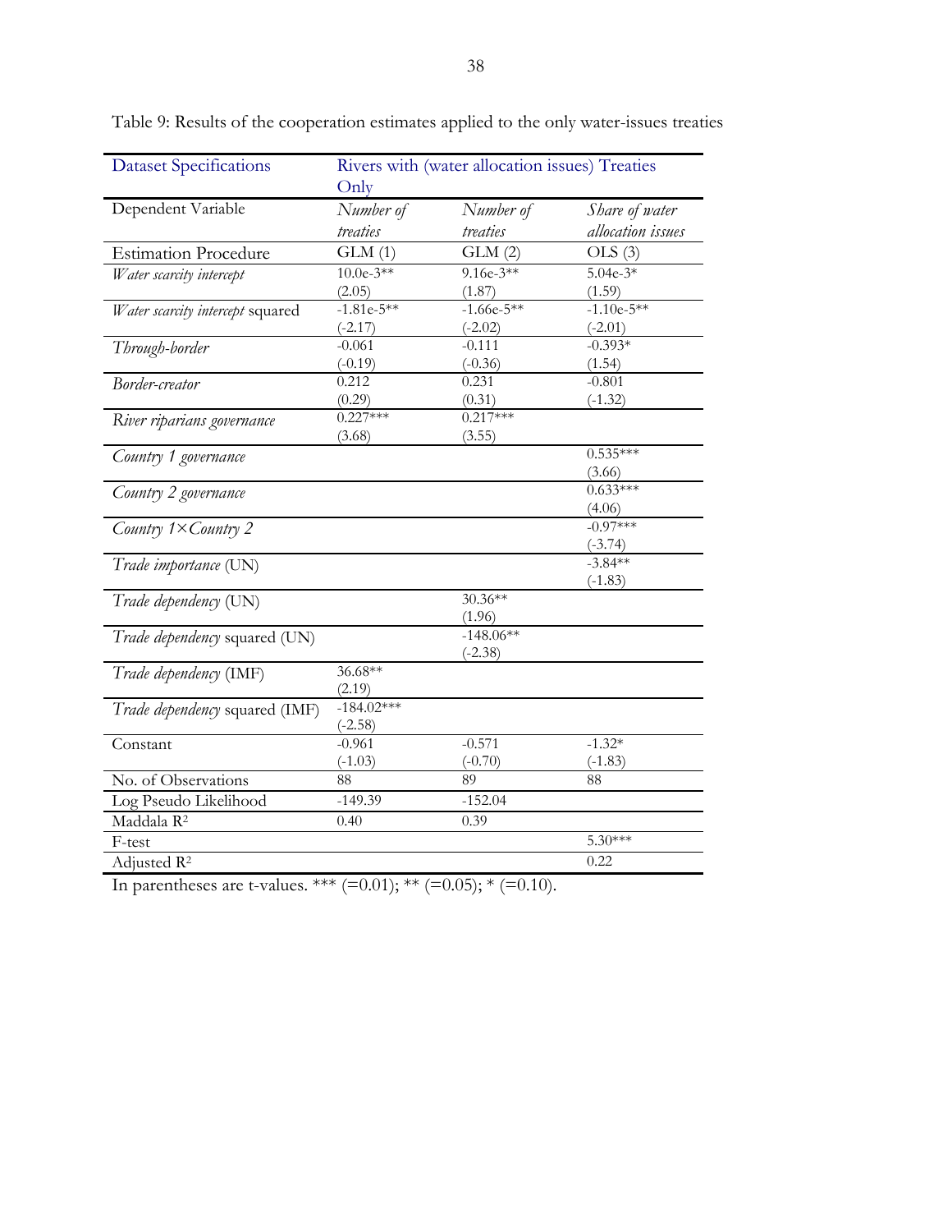Table 9: Results of the cooperation estimates applied to the only water-issues treaties

| Dataset Specifications | Rivers with (water allocation issues) Treaties Only | | |
|---|---|---|---|
| Dependent Variable | *Number of treaties* | *Number of treaties* | *Share of water allocation issues* |
| Estimation Procedure | GLM (1) | GLM (2) | OLS (3) |
| *Water scarcity intercept* | 10.0e-3** (2.05) | 9.16e-3** (1.87) | 5.04e-3* (1.59) |
| *Water scarcity intercept* squared | -1.81e-5** (-2.17) | -1.66e-5** (-2.02) | -1.10e-5** (-2.01) |
| *Through-border* | -0.061 (-0.19) | -0.111 (-0.36) | -0.393* (1.54) |
| *Border-creator* | 0.212 (0.29) | 0.231 (0.31) | -0.801 (-1.32) |
| *River riparians governance* | 0.227*** (3.68) | 0.217*** (3.55) | |
| *Country 1 governance* | | | 0.535*** (3.66) |
| *Country 2 governance* | | | 0.633*** (4.06) |
| *Country 1×Country 2* | | | -0.97*** (-3.74) |
| *Trade importance* (UN) | | | -3.84** (-1.83) |
| *Trade dependency* (UN) | | 30.36** (1.96) | |
| *Trade dependency* squared (UN) | | -148.06** (-2.38) | |
| *Trade dependency* (IMF) | 36.68** (2.19) | | |
| *Trade dependency* squared (IMF) | -184.02*** (-2.58) | | |
| Constant | -0.961 (-1.03) | -0.571 (-0.70) | -1.32* (-1.83) |
| No. of Observations | 88 | 89 | 88 |
| Log Pseudo Likelihood | -149.39 | -152.04 | |
| Maddala $R^2$ | 0.40 | 0.39 | |
| F-test | | | 5.30*** |
| Adjusted $R^2$ | | | 0.22 |

In parentheses are t-values. *** (=0.01); ** (=0.05); * (=0.10).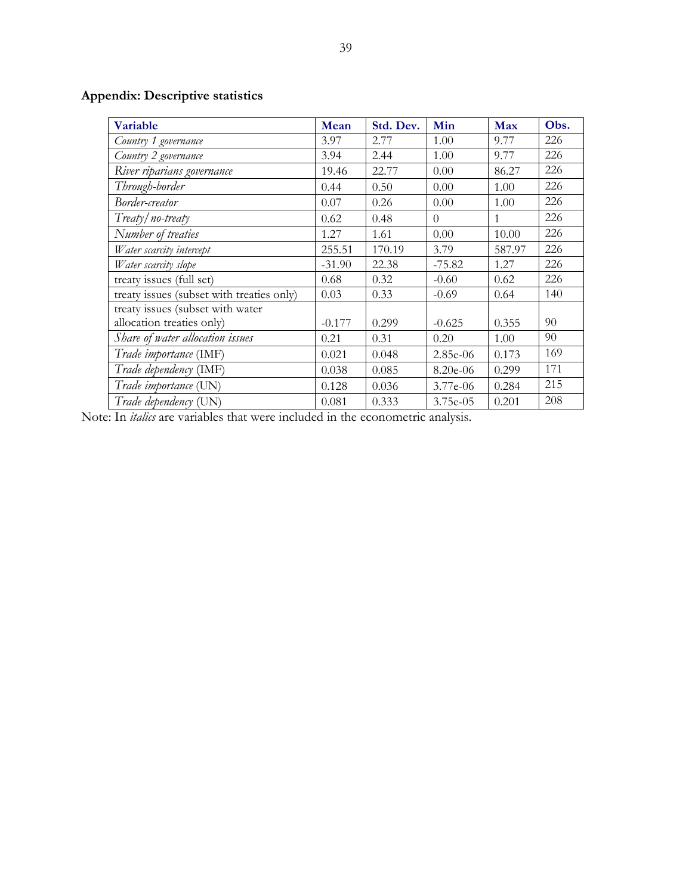**Appendix: Descriptive statistics**

| Variable | Mean | Std. Dev. | Min | Max | Obs. |
|---|---|---|---|---|---|
| *Country 1 governance* | 3.97 | 2.77 | 1.00 | 9.77 | 226 |
| *Country 2 governance* | 3.94 | 2.44 | 1.00 | 9.77 | 226 |
| *River riparians governance* | 19.46 | 22.77 | 0.00 | 86.27 | 226 |
| *Through-border* | 0.44 | 0.50 | 0.00 | 1.00 | 226 |
| *Border-creator* | 0.07 | 0.26 | 0.00 | 1.00 | 226 |
| *Treaty/no-treaty* | 0.62 | 0.48 | 0 | 1 | 226 |
| *Number of treaties* | 1.27 | 1.61 | 0.00 | 10.00 | 226 |
| *Water scarcity intercept* | 255.51 | 170.19 | 3.79 | 587.97 | 226 |
| *Water scarcity slope* | -31.90 | 22.38 | -75.82 | 1.27 | 226 |
| treaty issues (full set) | 0.68 | 0.32 | -0.60 | 0.62 | 226 |
| treaty issues (subset with treaties only) | 0.03 | 0.33 | -0.69 | 0.64 | 140 |
| treaty issues (subset with water allocation treaties only) | -0.177 | 0.299 | -0.625 | 0.355 | 90 |
| *Share of water allocation issues* | 0.21 | 0.31 | 0.20 | 1.00 | 90 |
| *Trade importance* (IMF) | 0.021 | 0.048 | 2.85e-06 | 0.173 | 169 |
| *Trade dependency* (IMF) | 0.038 | 0.085 | 8.20e-06 | 0.299 | 171 |
| *Trade importance* (UN) | 0.128 | 0.036 | 3.77e-06 | 0.284 | 215 |
| *Trade dependency* (UN) | 0.081 | 0.333 | 3.75e-05 | 0.201 | 208 |

Note: In *italics* are variables that were included in the econometric analysis.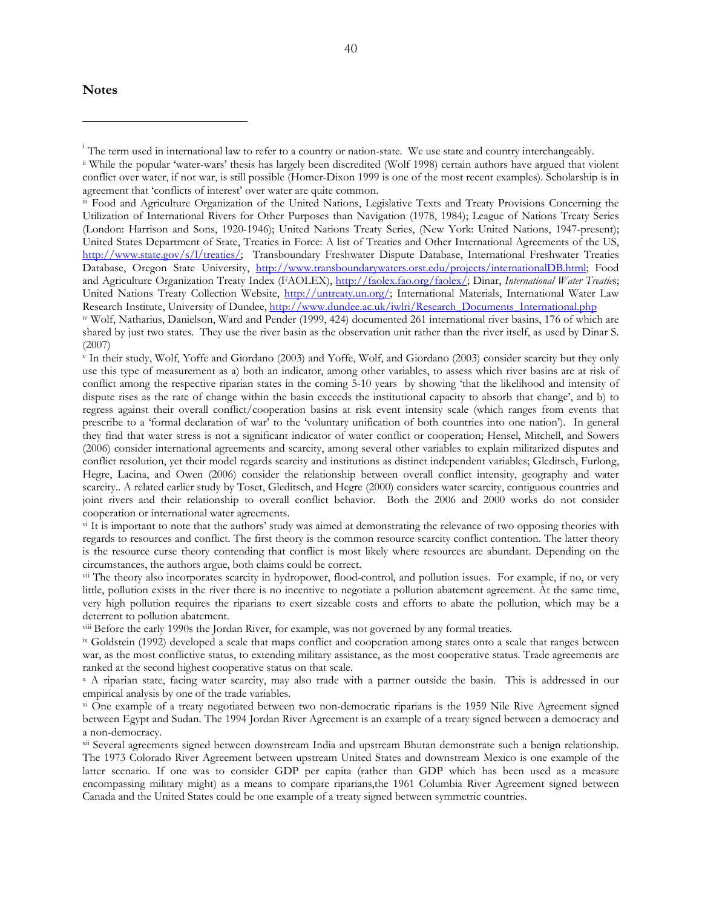## Notes

[i] The term used in international law to refer to a country or nation-state. We use state and country interchangeably.

[ii] While the popular 'water-wars' thesis has largely been discredited (Wolf 1998) certain authors have argued that violent conflict over water, if not war, is still possible (Homer-Dixon 1999 is one of the most recent examples). Scholarship is in agreement that 'conflicts of interest' over water are quite common.

[iii] Food and Agriculture Organization of the United Nations, Legislative Texts and Treaty Provisions Concerning the Utilization of International Rivers for Other Purposes than Navigation (1978, 1984); League of Nations Treaty Series (London: Harrison and Sons, 1920-1946); United Nations Treaty Series, (New York: United Nations, 1947-present); United States Department of State, Treaties in Force: A list of Treaties and Other International Agreements of the US, http://www.state.gov/s/l/treaties/; Transboundary Freshwater Dispute Database, International Freshwater Treaties Database, Oregon State University, http://www.transboundarywaters.orst.edu/projects/internationalDB.html; Food and Agriculture Organization Treaty Index (FAOLEX), http://faolex.fao.org/faolex/; Dinar, *International Water Treaties*; United Nations Treaty Collection Website, http://untreaty.un.org/; International Materials, International Water Law Research Institute, University of Dundee, http://www.dundee.ac.uk/iwlri/Research_Documents_International.php

[iv] Wolf, Natharius, Danielson, Ward and Pender (1999, 424) documented 261 international river basins, 176 of which are shared by just two states. They use the river basin as the observation unit rather than the river itself, as used by Dinar S. (2007)

[v] In their study, Wolf, Yoffe and Giordano (2003) and Yoffe, Wolf, and Giordano (2003) consider scarcity but they only use this type of measurement as a) both an indicator, among other variables, to assess which river basins are at risk of conflict among the respective riparian states in the coming 5-10 years by showing 'that the likelihood and intensity of dispute rises as the rate of change within the basin exceeds the institutional capacity to absorb that change', and b) to regress against their overall conflict/cooperation basins at risk event intensity scale (which ranges from events that prescribe to a 'formal declaration of war' to the 'voluntary unification of both countries into one nation'). In general they find that water stress is not a significant indicator of water conflict or cooperation; Hensel, Mitchell, and Sowers (2006) consider international agreements and scarcity, among several other variables to explain militarized disputes and conflict resolution, yet their model regards scarcity and institutions as distinct independent variables; Gleditsch, Furlong, Hegre, Lacina, and Owen (2006) consider the relationship between overall conflict intensity, geography and water scarcity.. A related earlier study by Toset, Gleditsch, and Hegre (2000) considers water scarcity, contiguous countries and joint rivers and their relationship to overall conflict behavior. Both the 2006 and 2000 works do not consider cooperation or international water agreements.

[vi] It is important to note that the authors' study was aimed at demonstrating the relevance of two opposing theories with regards to resources and conflict. The first theory is the common resource scarcity conflict contention. The latter theory is the resource curse theory contending that conflict is most likely where resources are abundant. Depending on the circumstances, the authors argue, both claims could be correct.

[vii] The theory also incorporates scarcity in hydropower, flood-control, and pollution issues. For example, if no, or very little, pollution exists in the river there is no incentive to negotiate a pollution abatement agreement. At the same time, very high pollution requires the riparians to exert sizeable costs and efforts to abate the pollution, which may be a deterrent to pollution abatement.

[viii] Before the early 1990s the Jordan River, for example, was not governed by any formal treaties.

[ix] Goldstein (1992) developed a scale that maps conflict and cooperation among states onto a scale that ranges between war, as the most conflictive status, to extending military assistance, as the most cooperative status. Trade agreements are ranked at the second highest cooperative status on that scale.

[x] A riparian state, facing water scarcity, may also trade with a partner outside the basin. This is addressed in our empirical analysis by one of the trade variables.

[xi] One example of a treaty negotiated between two non-democratic riparians is the 1959 Nile Rive Agreement signed between Egypt and Sudan. The 1994 Jordan River Agreement is an example of a treaty signed between a democracy and a non-democracy.

[xii] Several agreements signed between downstream India and upstream Bhutan demonstrate such a benign relationship. The 1973 Colorado River Agreement between upstream United States and downstream Mexico is one example of the latter scenario. If one was to consider GDP per capita (rather than GDP which has been used as a measure encompassing military might) as a means to compare riparians,the 1961 Columbia River Agreement signed between Canada and the United States could be one example of a treaty signed between symmetric countries.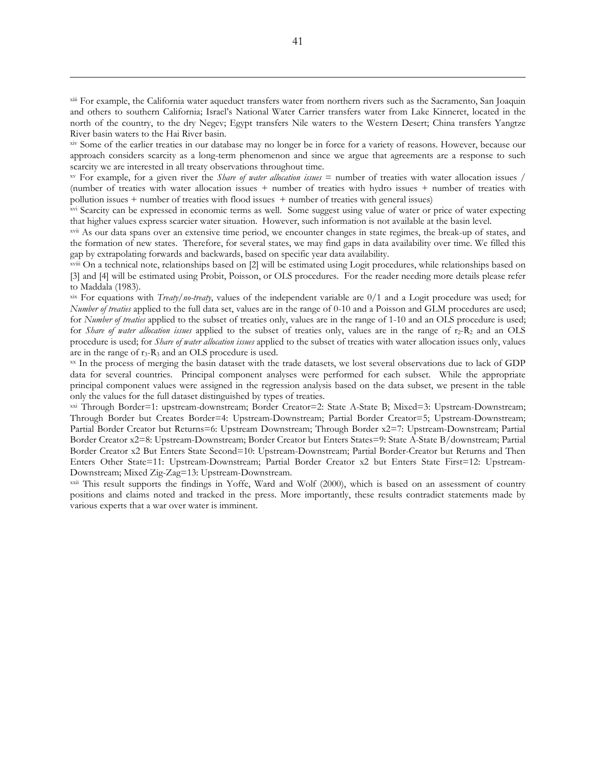[xiii] For example, the California water aqueduct transfers water from northern rivers such as the Sacramento, San Joaquin and others to southern California; Israel's National Water Carrier transfers water from Lake Kinneret, located in the north of the country, to the dry Negev; Egypt transfers Nile waters to the Western Desert; China transfers Yangtze River basin waters to the Hai River basin.

[xiv] Some of the earlier treaties in our database may no longer be in force for a variety of reasons. However, because our approach considers scarcity as a long-term phenomenon and since we argue that agreements are a response to such scarcity we are interested in all treaty observations throughout time.

[xv] For example, for a given river the *Share of water allocation issues* = number of treaties with water allocation issues / (number of treaties with water allocation issues + number of treaties with hydro issues + number of treaties with pollution issues + number of treaties with flood issues + number of treaties with general issues)

[xvi] Scarcity can be expressed in economic terms as well. Some suggest using value of water or price of water expecting that higher values express scarcier water situation. However, such information is not available at the basin level.

[xvii] As our data spans over an extensive time period, we encounter changes in state regimes, the break-up of states, and the formation of new states. Therefore, for several states, we may find gaps in data availability over time. We filled this gap by extrapolating forwards and backwards, based on specific year data availability.

[xviii] On a technical note, relationships based on [2] will be estimated using Logit procedures, while relationships based on [3] and [4] will be estimated using Probit, Poisson, or OLS procedures. For the reader needing more details please refer to Maddala (1983).

[xix] For equations with *Treaty/no-treaty*, values of the independent variable are 0/1 and a Logit procedure was used; for *Number of treaties* applied to the full data set, values are in the range of 0-10 and a Poisson and GLM procedures are used; for *Number of treaties* applied to the subset of treaties only, values are in the range of 1-10 and an OLS procedure is used; for *Share of water allocation issues* applied to the subset of treaties only, values are in the range of $r_2$-$R_2$ and an OLS procedure is used; for *Share of water allocation issues* applied to the subset of treaties with water allocation issues only, values are in the range of $r_3$-$R_3$ and an OLS procedure is used.

[xx] In the process of merging the basin dataset with the trade datasets, we lost several observations due to lack of GDP data for several countries. Principal component analyses were performed for each subset. While the appropriate principal component values were assigned in the regression analysis based on the data subset, we present in the table only the values for the full dataset distinguished by types of treaties.

[xxi] Through Border=1: upstream-downstream; Border Creator=2: State A-State B; Mixed=3: Upstream-Downstream; Through Border but Creates Border=4: Upstream-Downstream; Partial Border Creator=5; Upstream-Downstream; Partial Border Creator but Returns=6: Upstream Downstream; Through Border x2=7: Upstream-Downstream; Partial Border Creator x2=8: Upstream-Downstream; Border Creator but Enters States=9: State A-State B/downstream; Partial Border Creator x2 But Enters State Second=10: Upstream-Downstream; Partial Border-Creator but Returns and Then Enters Other State=11: Upstream-Downstream; Partial Border Creator x2 but Enters State First=12: Upstream-Downstream; Mixed Zig-Zag=13: Upstream-Downstream.

[xxii] This result supports the findings in Yoffe, Ward and Wolf (2000), which is based on an assessment of country positions and claims noted and tracked in the press. More importantly, these results contradict statements made by various experts that a war over water is imminent.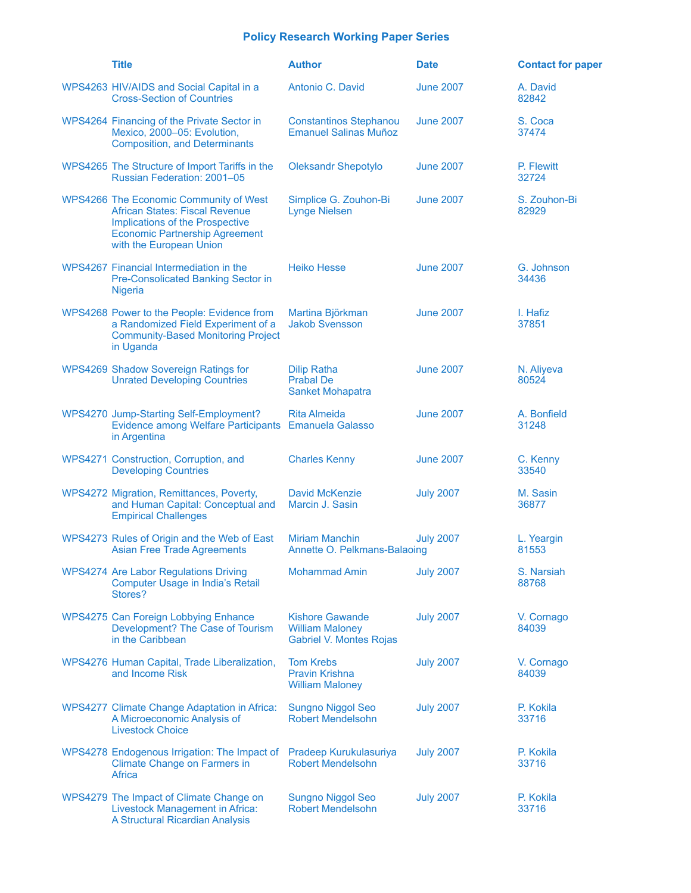## Policy Research Working Paper Series

| | Title | Author | Date | Contact for paper |
|---|---|---|---|---|
| WPS4263 | HIV/AIDS and Social Capital in a Cross-Section of Countries | Antonio C. David | June 2007 | A. David 82842 |
| WPS4264 | Financing of the Private Sector in Mexico, 2000–05: Evolution, Composition, and Determinants | Constantinos Stephanou Emanuel Salinas Muñoz | June 2007 | S. Coca 37474 |
| WPS4265 | The Structure of Import Tariffs in the Russian Federation: 2001–05 | Oleksandr Shepotylo | June 2007 | P. Flewitt 32724 |
| WPS4266 | The Economic Community of West African States: Fiscal Revenue Implications of the Prospective Economic Partnership Agreement with the European Union | Simplice G. Zouhon-Bi Lynge Nielsen | June 2007 | S. Zouhon-Bi 82929 |
| WPS4267 | Financial Intermediation in the Pre-Consolicated Banking Sector in Nigeria | Heiko Hesse | June 2007 | G. Johnson 34436 |
| WPS4268 | Power to the People: Evidence from a Randomized Field Experiment of a Community-Based Monitoring Project in Uganda | Martina Björkman Jakob Svensson | June 2007 | I. Hafiz 37851 |
| WPS4269 | Shadow Sovereign Ratings for Unrated Developing Countries | Dilip Ratha Prabal De Sanket Mohapatra | June 2007 | N. Aliyeva 80524 |
| WPS4270 | Jump-Starting Self-Employment? Evidence among Welfare Participants in Argentina | Rita Almeida Emanuela Galasso | June 2007 | A. Bonfield 31248 |
| WPS4271 | Construction, Corruption, and Developing Countries | Charles Kenny | June 2007 | C. Kenny 33540 |
| WPS4272 | Migration, Remittances, Poverty, and Human Capital: Conceptual and Empirical Challenges | David McKenzie Marcin J. Sasin | July 2007 | M. Sasin 36877 |
| WPS4273 | Rules of Origin and the Web of East Asian Free Trade Agreements | Miriam Manchin Annette O. Pelkmans-Balaoing | July 2007 | L. Yeargin 81553 |
| WPS4274 | Are Labor Regulations Driving Computer Usage in India's Retail Stores? | Mohammad Amin | July 2007 | S. Narsiah 88768 |
| WPS4275 | Can Foreign Lobbying Enhance Development? The Case of Tourism in the Caribbean | Kishore Gawande William Maloney Gabriel V. Montes Rojas | July 2007 | V. Cornago 84039 |
| WPS4276 | Human Capital, Trade Liberalization, and Income Risk | Tom Krebs Pravin Krishna William Maloney | July 2007 | V. Cornago 84039 |
| WPS4277 | Climate Change Adaptation in Africa: A Microeconomic Analysis of Livestock Choice | Sungno Niggol Seo Robert Mendelsohn | July 2007 | P. Kokila 33716 |
| WPS4278 | Endogenous Irrigation: The Impact of Climate Change on Farmers in Africa | Pradeep Kurukulasuriya Robert Mendelsohn | July 2007 | P. Kokila 33716 |
| WPS4279 | The Impact of Climate Change on Livestock Management in Africa: A Structural Ricardian Analysis | Sungno Niggol Seo Robert Mendelsohn | July 2007 | P. Kokila 33716 |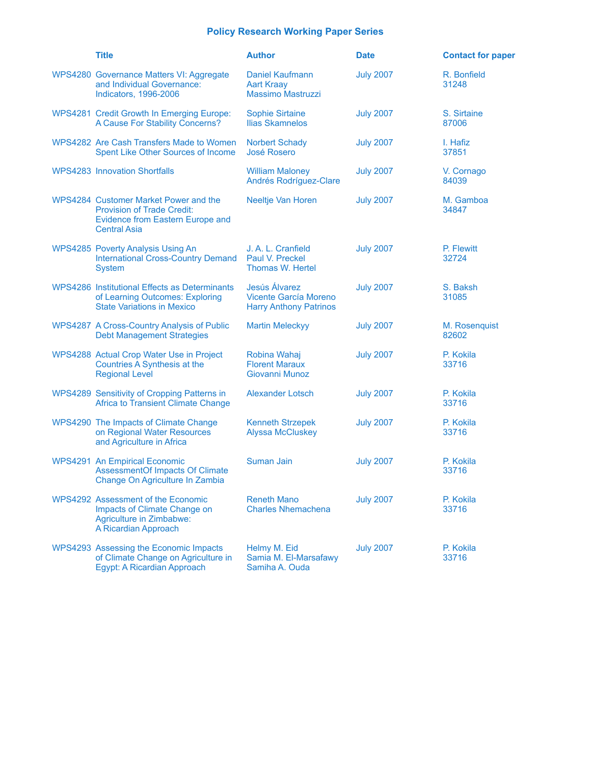## Policy Research Working Paper Series

| | Title | Author | Date | Contact for paper |
|---|---|---|---|---|
| WPS4280 | Governance Matters VI: Aggregate and Individual Governance: Indicators, 1996-2006 | Daniel Kaufmann<br>Aart Kraay<br>Massimo Mastruzzi | July 2007 | R. Bonfield<br>31248 |
| WPS4281 | Credit Growth In Emerging Europe: A Cause For Stability Concerns? | Sophie Sirtaine<br>Ilias Skamnelos | July 2007 | S. Sirtaine<br>87006 |
| WPS4282 | Are Cash Transfers Made to Women Spent Like Other Sources of Income | Norbert Schady<br>José Rosero | July 2007 | I. Hafiz<br>37851 |
| WPS4283 | Innovation Shortfalls | William Maloney<br>Andrés Rodríguez-Clare | July 2007 | V. Cornago<br>84039 |
| WPS4284 | Customer Market Power and the Provision of Trade Credit: Evidence from Eastern Europe and Central Asia | Neeltje Van Horen | July 2007 | M. Gamboa<br>34847 |
| WPS4285 | Poverty Analysis Using An International Cross-Country Demand System | J. A. L. Cranfield<br>Paul V. Preckel<br>Thomas W. Hertel | July 2007 | P. Flewitt<br>32724 |
| WPS4286 | Institutional Effects as Determinants of Learning Outcomes: Exploring State Variations in Mexico | Jesús Álvarez<br>Vicente García Moreno<br>Harry Anthony Patrinos | July 2007 | S. Baksh<br>31085 |
| WPS4287 | A Cross-Country Analysis of Public Debt Management Strategies | Martin Meleckyy | July 2007 | M. Rosenquist<br>82602 |
| WPS4288 | Actual Crop Water Use in Project Countries A Synthesis at the Regional Level | Robina Wahaj<br>Florent Maraux<br>Giovanni Munoz | July 2007 | P. Kokila<br>33716 |
| WPS4289 | Sensitivity of Cropping Patterns in Africa to Transient Climate Change | Alexander Lotsch | July 2007 | P. Kokila<br>33716 |
| WPS4290 | The Impacts of Climate Change on Regional Water Resources and Agriculture in Africa | Kenneth Strzepek<br>Alyssa McCluskey | July 2007 | P. Kokila<br>33716 |
| WPS4291 | An Empirical Economic AssessmentOf Impacts Of Climate Change On Agriculture In Zambia | Suman Jain | July 2007 | P. Kokila<br>33716 |
| WPS4292 | Assessment of the Economic Impacts of Climate Change on Agriculture in Zimbabwe: A Ricardian Approach | Reneth Mano<br>Charles Nhemachena | July 2007 | P. Kokila<br>33716 |
| WPS4293 | Assessing the Economic Impacts of Climate Change on Agriculture in Egypt: A Ricardian Approach | Helmy M. Eid<br>Samia M. El-Marsafawy<br>Samiha A. Ouda | July 2007 | P. Kokila<br>33716 |